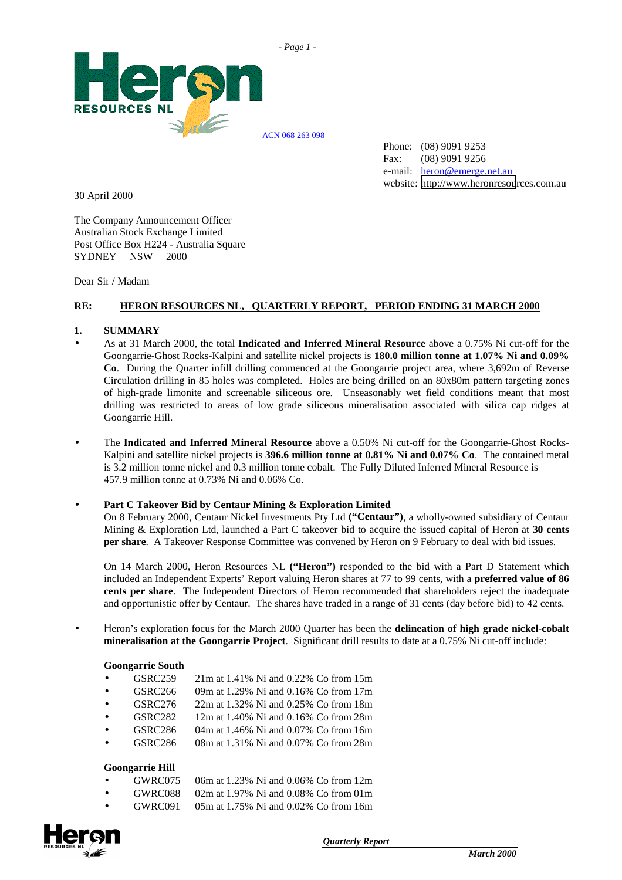ACN 068 263 098

Phone: (08) 9091 9253
Fax: (08) 9091 9256
e-mail: heron@emerge.net.au
website: http://www.heronresources.com.au

30 April 2000

The Company Announcement Officer
Australian Stock Exchange Limited
Post Office Box H224 - Australia Square
SYDNEY NSW 2000

Dear Sir / Madam

**RE: HERON RESOURCES NL, QUARTERLY REPORT, PERIOD ENDING 31 MARCH 2000**

## 1. SUMMARY

- As at 31 March 2000, the total **Indicated and Inferred Mineral Resource** above a 0.75% Ni cut-off for the Goongarrie-Ghost Rocks-Kalpini and satellite nickel projects is **180.0 million tonne at 1.07% Ni and 0.09% Co**. During the Quarter infill drilling commenced at the Goongarrie project area, where 3,692m of Reverse Circulation drilling in 85 holes was completed. Holes are being drilled on an 80x80m pattern targeting zones of high-grade limonite and screenable siliceous ore. Unseasonably wet field conditions meant that most drilling was restricted to areas of low grade siliceous mineralisation associated with silica cap ridges at Goongarrie Hill.

- The **Indicated and Inferred Mineral Resource** above a 0.50% Ni cut-off for the Goongarrie-Ghost Rocks-Kalpini and satellite nickel projects is **396.6 million tonne at 0.81% Ni and 0.07% Co**. The contained metal is 3.2 million tonne nickel and 0.3 million tonne cobalt. The Fully Diluted Inferred Mineral Resource is 457.9 million tonne at 0.73% Ni and 0.06% Co.

- **Part C Takeover Bid by Centaur Mining & Exploration Limited**
  On 8 February 2000, Centaur Nickel Investments Pty Ltd **("Centaur")**, a wholly-owned subsidiary of Centaur Mining & Exploration Ltd, launched a Part C takeover bid to acquire the issued capital of Heron at **30 cents per share**. A Takeover Response Committee was convened by Heron on 9 February to deal with bid issues.

  On 14 March 2000, Heron Resources NL **("Heron")** responded to the bid with a Part D Statement which included an Independent Experts' Report valuing Heron shares at 77 to 99 cents, with a **preferred value of 86 cents per share**. The Independent Directors of Heron recommended that shareholders reject the inadequate and opportunistic offer by Centaur. The shares have traded in a range of 31 cents (day before bid) to 42 cents.

- Heron's exploration focus for the March 2000 Quarter has been the **delineation of high grade nickel-cobalt mineralisation at the Goongarrie Project**. Significant drill results to date at a 0.75% Ni cut-off include:

**Goongarrie South**

- GSRC259 21m at 1.41% Ni and 0.22% Co from 15m
- GSRC266 09m at 1.29% Ni and 0.16% Co from 17m
- GSRC276 22m at 1.32% Ni and 0.25% Co from 18m
- GSRC282 12m at 1.40% Ni and 0.16% Co from 28m
- GSRC286 04m at 1.46% Ni and 0.07% Co from 16m
- GSRC286 08m at 1.31% Ni and 0.07% Co from 28m

**Goongarrie Hill**

- GWRC075 06m at 1.23% Ni and 0.06% Co from 12m
- GWRC088 02m at 1.97% Ni and 0.08% Co from 01m
- GWRC091 05m at 1.75% Ni and 0.02% Co from 16m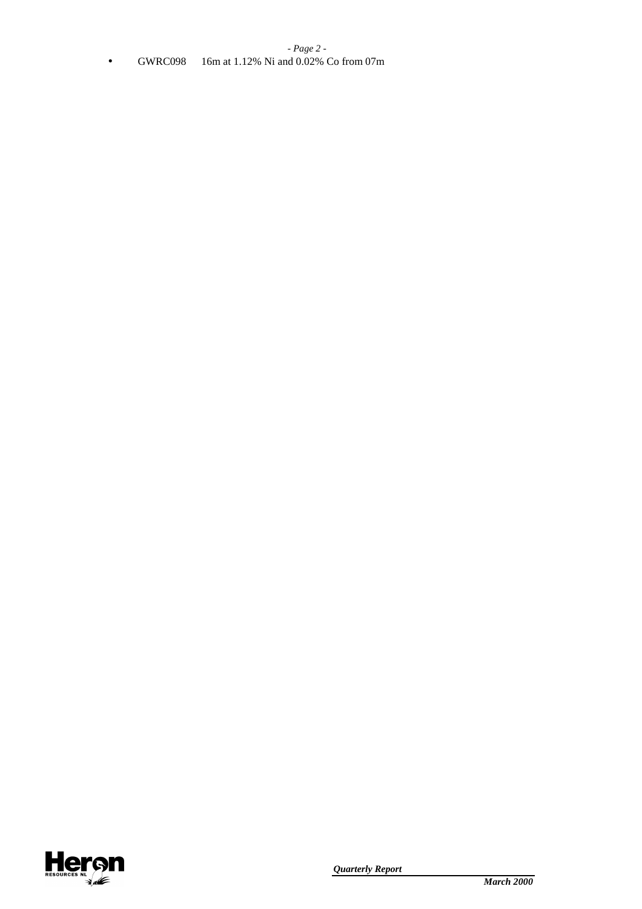- GWRC098 16m at 1.12% Ni and 0.02% Co from 07m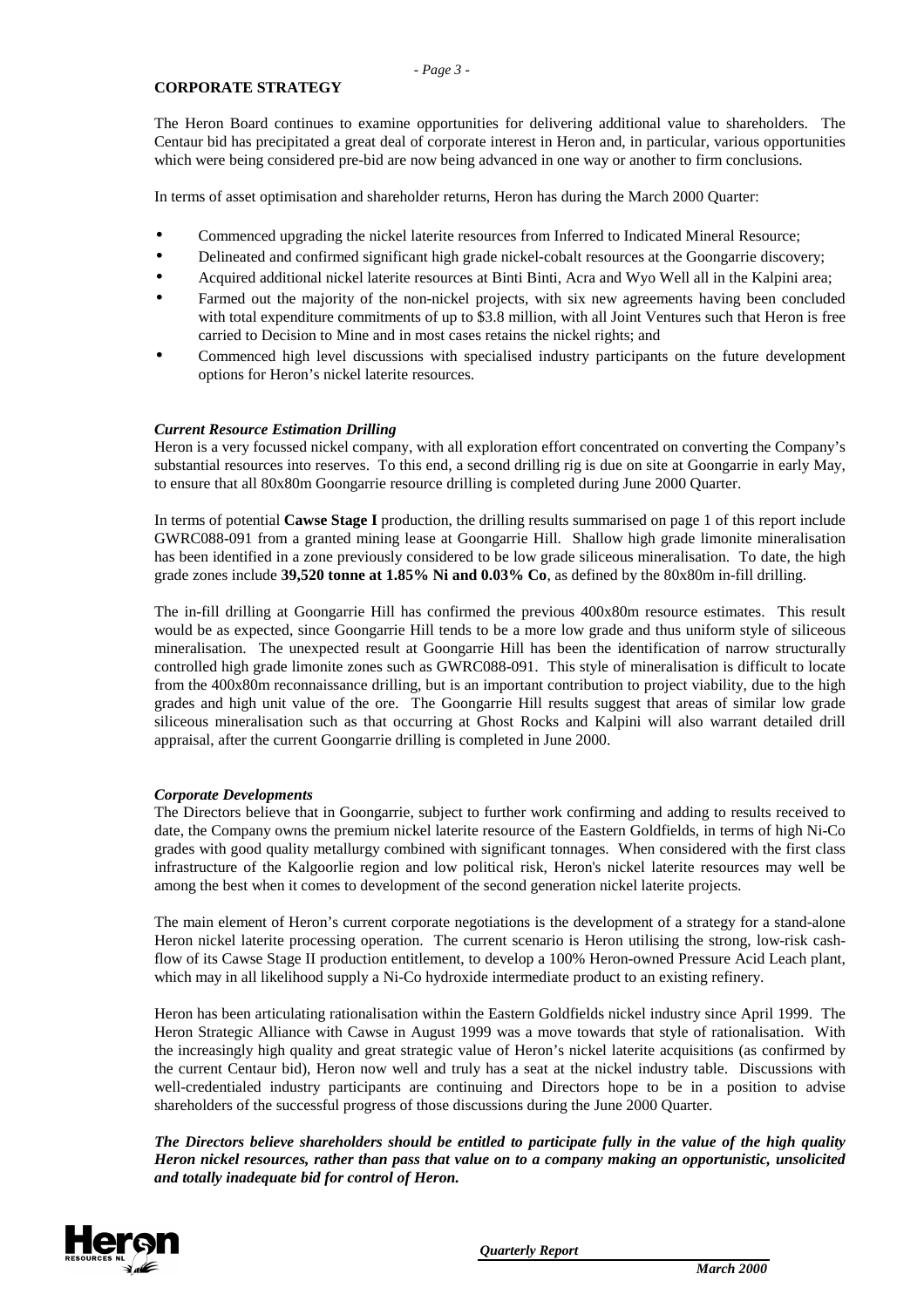## CORPORATE STRATEGY

The Heron Board continues to examine opportunities for delivering additional value to shareholders. The Centaur bid has precipitated a great deal of corporate interest in Heron and, in particular, various opportunities which were being considered pre-bid are now being advanced in one way or another to firm conclusions.

In terms of asset optimisation and shareholder returns, Heron has during the March 2000 Quarter:

- Commenced upgrading the nickel laterite resources from Inferred to Indicated Mineral Resource;
- Delineated and confirmed significant high grade nickel-cobalt resources at the Goongarrie discovery;
- Acquired additional nickel laterite resources at Binti Binti, Acra and Wyo Well all in the Kalpini area;
- Farmed out the majority of the non-nickel projects, with six new agreements having been concluded with total expenditure commitments of up to $3.8 million, with all Joint Ventures such that Heron is free carried to Decision to Mine and in most cases retains the nickel rights; and
- Commenced high level discussions with specialised industry participants on the future development options for Heron's nickel laterite resources.

### *Current Resource Estimation Drilling*

Heron is a very focussed nickel company, with all exploration effort concentrated on converting the Company's substantial resources into reserves. To this end, a second drilling rig is due on site at Goongarrie in early May, to ensure that all 80x80m Goongarrie resource drilling is completed during June 2000 Quarter.

In terms of potential **Cawse Stage I** production, the drilling results summarised on page 1 of this report include GWRC088-091 from a granted mining lease at Goongarrie Hill. Shallow high grade limonite mineralisation has been identified in a zone previously considered to be low grade siliceous mineralisation. To date, the high grade zones include **39,520 tonne at 1.85% Ni and 0.03% Co**, as defined by the 80x80m in-fill drilling.

The in-fill drilling at Goongarrie Hill has confirmed the previous 400x80m resource estimates. This result would be as expected, since Goongarrie Hill tends to be a more low grade and thus uniform style of siliceous mineralisation. The unexpected result at Goongarrie Hill has been the identification of narrow structurally controlled high grade limonite zones such as GWRC088-091. This style of mineralisation is difficult to locate from the 400x80m reconnaissance drilling, but is an important contribution to project viability, due to the high grades and high unit value of the ore. The Goongarrie Hill results suggest that areas of similar low grade siliceous mineralisation such as that occurring at Ghost Rocks and Kalpini will also warrant detailed drill appraisal, after the current Goongarrie drilling is completed in June 2000.

### *Corporate Developments*

The Directors believe that in Goongarrie, subject to further work confirming and adding to results received to date, the Company owns the premium nickel laterite resource of the Eastern Goldfields, in terms of high Ni-Co grades with good quality metallurgy combined with significant tonnages. When considered with the first class infrastructure of the Kalgoorlie region and low political risk, Heron's nickel laterite resources may well be among the best when it comes to development of the second generation nickel laterite projects.

The main element of Heron's current corporate negotiations is the development of a strategy for a stand-alone Heron nickel laterite processing operation. The current scenario is Heron utilising the strong, low-risk cash-flow of its Cawse Stage II production entitlement, to develop a 100% Heron-owned Pressure Acid Leach plant, which may in all likelihood supply a Ni-Co hydroxide intermediate product to an existing refinery.

Heron has been articulating rationalisation within the Eastern Goldfields nickel industry since April 1999. The Heron Strategic Alliance with Cawse in August 1999 was a move towards that style of rationalisation. With the increasingly high quality and great strategic value of Heron's nickel laterite acquisitions (as confirmed by the current Centaur bid), Heron now well and truly has a seat at the nickel industry table. Discussions with well-credentialed industry participants are continuing and Directors hope to be in a position to advise shareholders of the successful progress of those discussions during the June 2000 Quarter.

***The Directors believe shareholders should be entitled to participate fully in the value of the high quality Heron nickel resources, rather than pass that value on to a company making an opportunistic, unsolicited and totally inadequate bid for control of Heron.***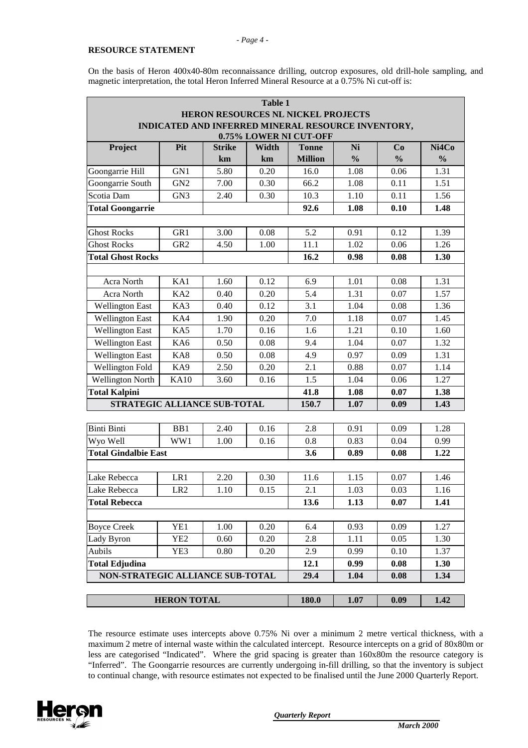## RESOURCE STATEMENT

On the basis of Heron 400x40-80m reconnaissance drilling, outcrop exposures, old drill-hole sampling, and magnetic interpretation, the total Heron Inferred Mineral Resource at a 0.75% Ni cut-off is:

**Table 1**
**HERON RESOURCES NL NICKEL PROJECTS**
**INDICATED AND INFERRED MINERAL RESOURCE INVENTORY, 0.75% LOWER NI CUT-OFF**

| Project | Pit | Strike km | Width km | Tonne Million | Ni % | Co % | Ni4Co % |
|---|---|---|---|---|---|---|---|
| Goongarrie Hill | GN1 | 5.80 | 0.20 | 16.0 | 1.08 | 0.06 | 1.31 |
| Goongarrie South | GN2 | 7.00 | 0.30 | 66.2 | 1.08 | 0.11 | 1.51 |
| Scotia Dam | GN3 | 2.40 | 0.30 | 10.3 | 1.10 | 0.11 | 1.56 |
| **Total Goongarrie** | | | | **92.6** | **1.08** | **0.10** | **1.48** |
| | | | | | | | |
| Ghost Rocks | GR1 | 3.00 | 0.08 | 5.2 | 0.91 | 0.12 | 1.39 |
| Ghost Rocks | GR2 | 4.50 | 1.00 | 11.1 | 1.02 | 0.06 | 1.26 |
| **Total Ghost Rocks** | | | | **16.2** | **0.98** | **0.08** | **1.30** |
| | | | | | | | |
| Acra North | KA1 | 1.60 | 0.12 | 6.9 | 1.01 | 0.08 | 1.31 |
| Acra North | KA2 | 0.40 | 0.20 | 5.4 | 1.31 | 0.07 | 1.57 |
| Wellington East | KA3 | 0.40 | 0.12 | 3.1 | 1.04 | 0.08 | 1.36 |
| Wellington East | KA4 | 1.90 | 0.20 | 7.0 | 1.18 | 0.07 | 1.45 |
| Wellington East | KA5 | 1.70 | 0.16 | 1.6 | 1.21 | 0.10 | 1.60 |
| Wellington East | KA6 | 0.50 | 0.08 | 9.4 | 1.04 | 0.07 | 1.32 |
| Wellington East | KA8 | 0.50 | 0.08 | 4.9 | 0.97 | 0.09 | 1.31 |
| Wellington Fold | KA9 | 2.50 | 0.20 | 2.1 | 0.88 | 0.07 | 1.14 |
| Wellington North | KA10 | 3.60 | 0.16 | 1.5 | 1.04 | 0.06 | 1.27 |
| **Total Kalpini** | | | | **41.8** | **1.08** | **0.07** | **1.38** |
| **STRATEGIC ALLIANCE SUB-TOTAL** | | | | **150.7** | **1.07** | **0.09** | **1.43** |
| | | | | | | | |
| Binti Binti | BB1 | 2.40 | 0.16 | 2.8 | 0.91 | 0.09 | 1.28 |
| Wyo Well | WW1 | 1.00 | 0.16 | 0.8 | 0.83 | 0.04 | 0.99 |
| **Total Gindalbie East** | | | | **3.6** | **0.89** | **0.08** | **1.22** |
| | | | | | | | |
| Lake Rebecca | LR1 | 2.20 | 0.30 | 11.6 | 1.15 | 0.07 | 1.46 |
| Lake Rebecca | LR2 | 1.10 | 0.15 | 2.1 | 1.03 | 0.03 | 1.16 |
| **Total Rebecca** | | | | **13.6** | **1.13** | **0.07** | **1.41** |
| | | | | | | | |
| Boyce Creek | YE1 | 1.00 | 0.20 | 6.4 | 0.93 | 0.09 | 1.27 |
| Lady Byron | YE2 | 0.60 | 0.20 | 2.8 | 1.11 | 0.05 | 1.30 |
| Aubils | YE3 | 0.80 | 0.20 | 2.9 | 0.99 | 0.10 | 1.37 |
| **Total Edjudina** | | | | **12.1** | **0.99** | **0.08** | **1.30** |
| **NON-STRATEGIC ALLIANCE SUB-TOTAL** | | | | **29.4** | **1.04** | **0.08** | **1.34** |
| | | | | | | | |
| **HERON TOTAL** | | | | **180.0** | **1.07** | **0.09** | **1.42** |

The resource estimate uses intercepts above 0.75% Ni over a minimum 2 metre vertical thickness, with a maximum 2 metre of internal waste within the calculated intercept. Resource intercepts on a grid of 80x80m or less are categorised "Indicated". Where the grid spacing is greater than 160x80m the resource category is "Inferred". The Goongarrie resources are currently undergoing in-fill drilling, so that the inventory is subject to continual change, with resource estimates not expected to be finalised until the June 2000 Quarterly Report.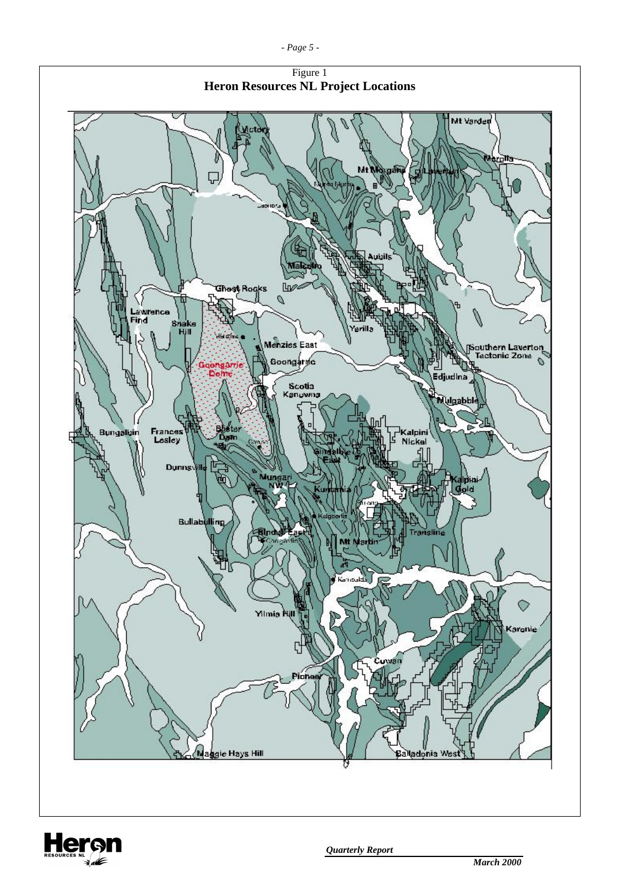Figure 1

**Heron Resources NL Project Locations**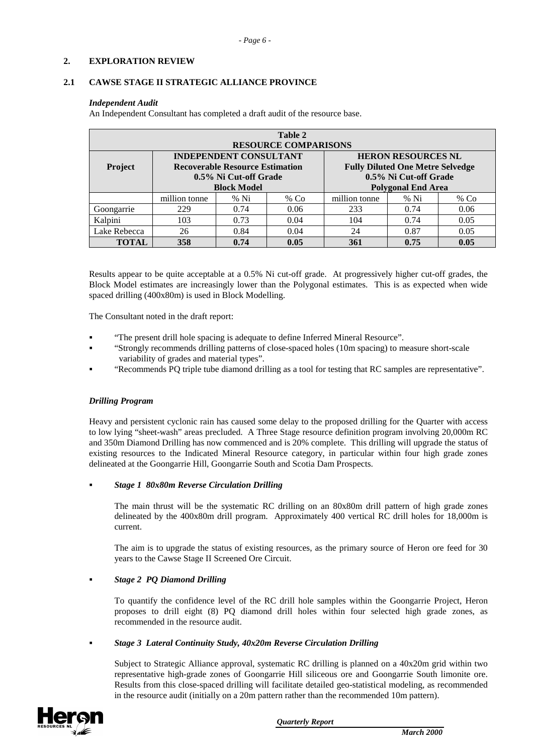## 2. EXPLORATION REVIEW

### 2.1 CAWSE STAGE II STRATEGIC ALLIANCE PROVINCE

***Independent Audit***

An Independent Consultant has completed a draft audit of the resource base.

**Table 2**
**RESOURCE COMPARISONS**

| Project | INDEPENDENT CONSULTANT Recoverable Resource Estimation 0.5% Ni Cut-off Grade Block Model | | | HERON RESOURCES NL Fully Diluted One Metre Selvedge 0.5% Ni Cut-off Grade Polygonal End Area | | |
|---|---|---|---|---|---|---|
| | million tonne | % Ni | % Co | million tonne | % Ni | % Co |
| Goongarrie | 229 | 0.74 | 0.06 | 233 | 0.74 | 0.06 |
| Kalpini | 103 | 0.73 | 0.04 | 104 | 0.74 | 0.05 |
| Lake Rebecca | 26 | 0.84 | 0.04 | 24 | 0.87 | 0.05 |
| **TOTAL** | **358** | **0.74** | **0.05** | **361** | **0.75** | **0.05** |

Results appear to be quite acceptable at a 0.5% Ni cut-off grade. At progressively higher cut-off grades, the Block Model estimates are increasingly lower than the Polygonal estimates. This is as expected when wide spaced drilling (400x80m) is used in Block Modelling.

The Consultant noted in the draft report:

- "The present drill hole spacing is adequate to define Inferred Mineral Resource".
- "Strongly recommends drilling patterns of close-spaced holes (10m spacing) to measure short-scale variability of grades and material types".
- "Recommends PQ triple tube diamond drilling as a tool for testing that RC samples are representative".

***Drilling Program***

Heavy and persistent cyclonic rain has caused some delay to the proposed drilling for the Quarter with access to low lying "sheet-wash" areas precluded. A Three Stage resource definition program involving 20,000m RC and 350m Diamond Drilling has now commenced and is 20% complete. This drilling will upgrade the status of existing resources to the Indicated Mineral Resource category, in particular within four high grade zones delineated at the Goongarrie Hill, Goongarrie South and Scotia Dam Prospects.

- ***Stage 1 80x80m Reverse Circulation Drilling***

  The main thrust will be the systematic RC drilling on an 80x80m drill pattern of high grade zones delineated by the 400x80m drill program. Approximately 400 vertical RC drill holes for 18,000m is current.

  The aim is to upgrade the status of existing resources, as the primary source of Heron ore feed for 30 years to the Cawse Stage II Screened Ore Circuit.

- ***Stage 2 PQ Diamond Drilling***

  To quantify the confidence level of the RC drill hole samples within the Goongarrie Project, Heron proposes to drill eight (8) PQ diamond drill holes within four selected high grade zones, as recommended in the resource audit.

- ***Stage 3 Lateral Continuity Study, 40x20m Reverse Circulation Drilling***

  Subject to Strategic Alliance approval, systematic RC drilling is planned on a 40x20m grid within two representative high-grade zones of Goongarrie Hill siliceous ore and Goongarrie South limonite ore. Results from this close-spaced drilling will facilitate detailed geo-statistical modeling, as recommended in the resource audit (initially on a 20m pattern rather than the recommended 10m pattern).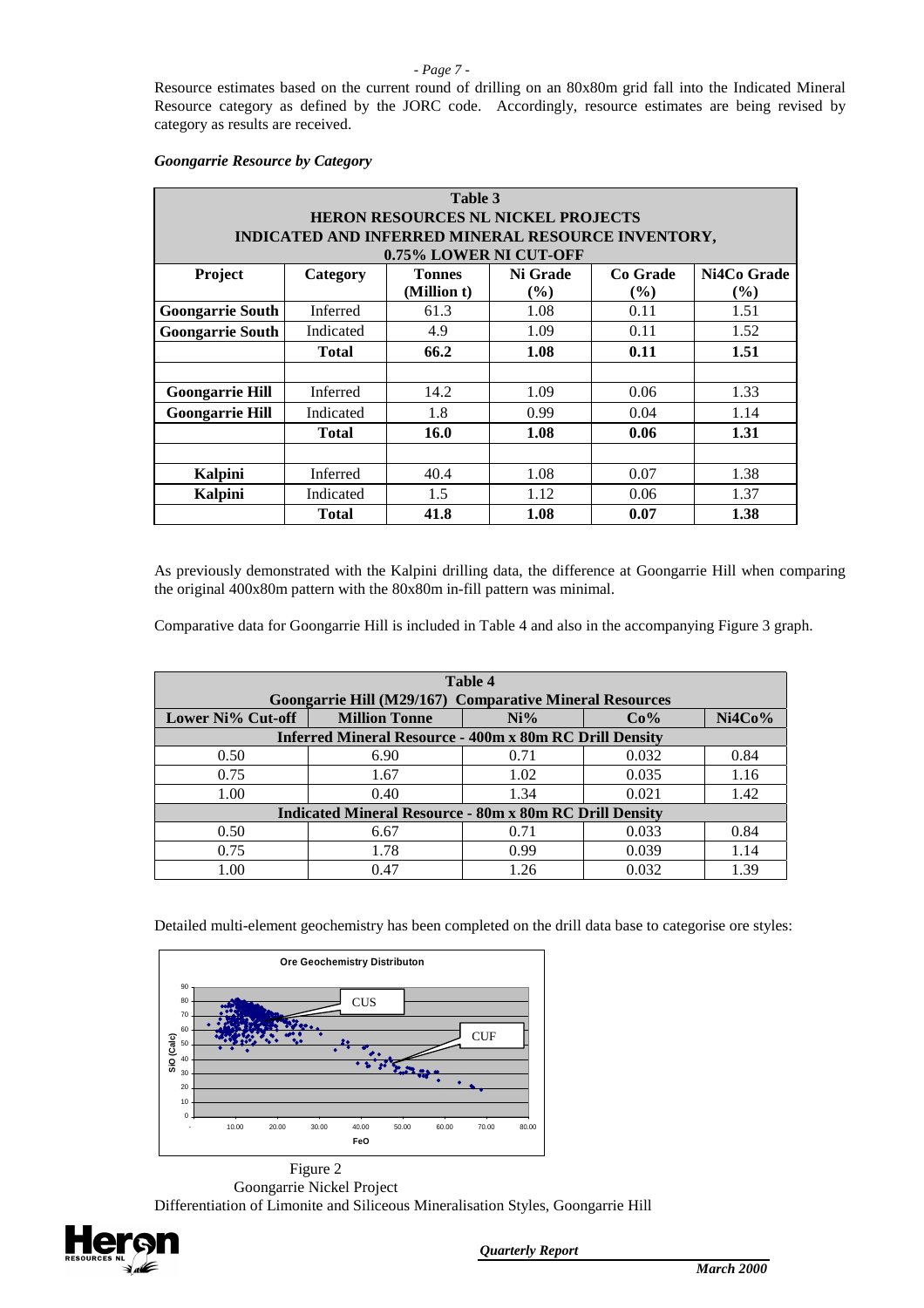Resource estimates based on the current round of drilling on an 80x80m grid fall into the Indicated Mineral Resource category as defined by the JORC code. Accordingly, resource estimates are being revised by category as results are received.

***Goongarrie Resource by Category***

| Table 3<br>HERON RESOURCES NL NICKEL PROJECTS<br>INDICATED AND INFERRED MINERAL RESOURCE INVENTORY,<br>0.75% LOWER NI CUT-OFF | | | | | |
|---|---|---|---|---|---|
| **Project** | **Category** | **Tonnes (Million t)** | **Ni Grade (%)** | **Co Grade (%)** | **Ni4Co Grade (%)** |
| **Goongarrie South** | Inferred | 61.3 | 1.08 | 0.11 | 1.51 |
| **Goongarrie South** | Indicated | 4.9 | 1.09 | 0.11 | 1.52 |
| | **Total** | **66.2** | **1.08** | **0.11** | **1.51** |
| | | | | | |
| **Goongarrie Hill** | Inferred | 14.2 | 1.09 | 0.06 | 1.33 |
| **Goongarrie Hill** | Indicated | 1.8 | 0.99 | 0.04 | 1.14 |
| | **Total** | **16.0** | **1.08** | **0.06** | **1.31** |
| | | | | | |
| **Kalpini** | Inferred | 40.4 | 1.08 | 0.07 | 1.38 |
| **Kalpini** | Indicated | 1.5 | 1.12 | 0.06 | 1.37 |
| | **Total** | **41.8** | **1.08** | **0.07** | **1.38** |

As previously demonstrated with the Kalpini drilling data, the difference at Goongarrie Hill when comparing the original 400x80m pattern with the 80x80m in-fill pattern was minimal.

Comparative data for Goongarrie Hill is included in Table 4 and also in the accompanying Figure 3 graph.

| Table 4<br>Goongarrie Hill (M29/167) Comparative Mineral Resources | | | | |
|---|---|---|---|---|
| **Lower Ni% Cut-off** | **Million Tonne** | **Ni%** | **Co%** | **Ni4Co%** |
| **Inferred Mineral Resource - 400m x 80m RC Drill Density** | | | | |
| 0.50 | 6.90 | 0.71 | 0.032 | 0.84 |
| 0.75 | 1.67 | 1.02 | 0.035 | 1.16 |
| 1.00 | 0.40 | 1.34 | 0.021 | 1.42 |
| **Indicated Mineral Resource - 80m x 80m RC Drill Density** | | | | |
| 0.50 | 6.67 | 0.71 | 0.033 | 0.84 |
| 0.75 | 1.78 | 0.99 | 0.039 | 1.14 |
| 1.00 | 0.47 | 1.26 | 0.032 | 1.39 |

Detailed multi-element geochemistry has been completed on the drill data base to categorise ore styles:

Figure 2
Goongarrie Nickel Project
Differentiation of Limonite and Siliceous Mineralisation Styles, Goongarrie Hill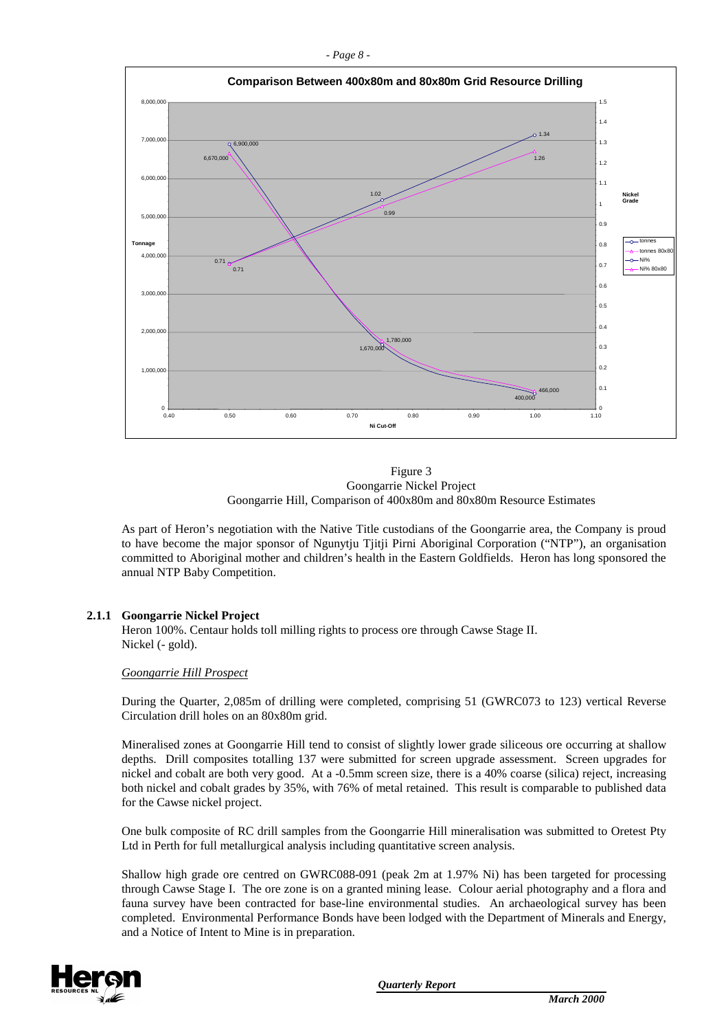Figure 3
Goongarrie Nickel Project
Goongarrie Hill, Comparison of 400x80m and 80x80m Resource Estimates

As part of Heron's negotiation with the Native Title custodians of the Goongarrie area, the Company is proud to have become the major sponsor of Ngunytju Tjitji Pirni Aboriginal Corporation ("NTP"), an organisation committed to Aboriginal mother and children's health in the Eastern Goldfields. Heron has long sponsored the annual NTP Baby Competition.

### 2.1.1 Goongarrie Nickel Project

Heron 100%. Centaur holds toll milling rights to process ore through Cawse Stage II.
Nickel (- gold).

*Goongarrie Hill Prospect*

During the Quarter, 2,085m of drilling were completed, comprising 51 (GWRC073 to 123) vertical Reverse Circulation drill holes on an 80x80m grid.

Mineralised zones at Goongarrie Hill tend to consist of slightly lower grade siliceous ore occurring at shallow depths. Drill composites totalling 137 were submitted for screen upgrade assessment. Screen upgrades for nickel and cobalt are both very good. At a -0.5mm screen size, there is a 40% coarse (silica) reject, increasing both nickel and cobalt grades by 35%, with 76% of metal retained. This result is comparable to published data for the Cawse nickel project.

One bulk composite of RC drill samples from the Goongarrie Hill mineralisation was submitted to Oretest Pty Ltd in Perth for full metallurgical analysis including quantitative screen analysis.

Shallow high grade ore centred on GWRC088-091 (peak 2m at 1.97% Ni) has been targeted for processing through Cawse Stage I. The ore zone is on a granted mining lease. Colour aerial photography and a flora and fauna survey have been contracted for base-line environmental studies. An archaeological survey has been completed. Environmental Performance Bonds have been lodged with the Department of Minerals and Energy, and a Notice of Intent to Mine is in preparation.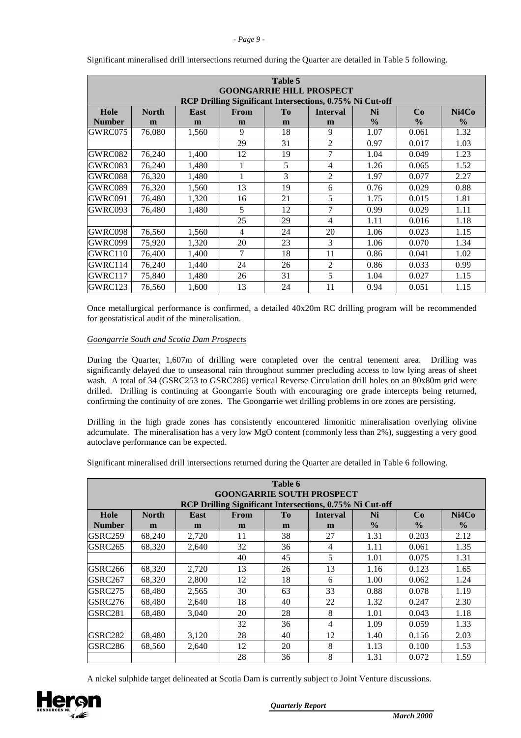Significant mineralised drill intersections returned during the Quarter are detailed in Table 5 following.

| Table 5 GOONGARRIE HILL PROSPECT RCP Drilling Significant Intersections, 0.75% Ni Cut-off | | | | | | | | |
|---|---|---|---|---|---|---|---|---|
| Hole Number | North m | East m | From m | To m | Interval m | Ni % | Co % | Ni4Co % |
| GWRC075 | 76,080 | 1,560 | 9 | 18 | 9 | 1.07 | 0.061 | 1.32 |
| | | | 29 | 31 | 2 | 0.97 | 0.017 | 1.03 |
| GWRC082 | 76,240 | 1,400 | 12 | 19 | 7 | 1.04 | 0.049 | 1.23 |
| GWRC083 | 76,240 | 1,480 | 1 | 5 | 4 | 1.26 | 0.065 | 1.52 |
| GWRC088 | 76,320 | 1,480 | 1 | 3 | 2 | 1.97 | 0.077 | 2.27 |
| GWRC089 | 76,320 | 1,560 | 13 | 19 | 6 | 0.76 | 0.029 | 0.88 |
| GWRC091 | 76,480 | 1,320 | 16 | 21 | 5 | 1.75 | 0.015 | 1.81 |
| GWRC093 | 76,480 | 1,480 | 5 | 12 | 7 | 0.99 | 0.029 | 1.11 |
| | | | 25 | 29 | 4 | 1.11 | 0.016 | 1.18 |
| GWRC098 | 76,560 | 1,560 | 4 | 24 | 20 | 1.06 | 0.023 | 1.15 |
| GWRC099 | 75,920 | 1,320 | 20 | 23 | 3 | 1.06 | 0.070 | 1.34 |
| GWRC110 | 76,400 | 1,400 | 7 | 18 | 11 | 0.86 | 0.041 | 1.02 |
| GWRC114 | 76,240 | 1,440 | 24 | 26 | 2 | 0.86 | 0.033 | 0.99 |
| GWRC117 | 75,840 | 1,480 | 26 | 31 | 5 | 1.04 | 0.027 | 1.15 |
| GWRC123 | 76,560 | 1,600 | 13 | 24 | 11 | 0.94 | 0.051 | 1.15 |

Once metallurgical performance is confirmed, a detailed 40x20m RC drilling program will be recommended for geostatistical audit of the mineralisation.

*Goongarrie South and Scotia Dam Prospects*

During the Quarter, 1,607m of drilling were completed over the central tenement area. Drilling was significantly delayed due to unseasonal rain throughout summer precluding access to low lying areas of sheet wash. A total of 34 (GSRC253 to GSRC286) vertical Reverse Circulation drill holes on an 80x80m grid were drilled. Drilling is continuing at Goongarrie South with encouraging ore grade intercepts being returned, confirming the continuity of ore zones. The Goongarrie wet drilling problems in ore zones are persisting.

Drilling in the high grade zones has consistently encountered limonitic mineralisation overlying olivine adcumulate. The mineralisation has a very low MgO content (commonly less than 2%), suggesting a very good autoclave performance can be expected.

Significant mineralised drill intersections returned during the Quarter are detailed in Table 6 following.

| Table 6 GOONGARRIE SOUTH PROSPECT RCP Drilling Significant Intersections, 0.75% Ni Cut-off | | | | | | | | |
|---|---|---|---|---|---|---|---|---|
| Hole Number | North m | East m | From m | To m | Interval m | Ni % | Co % | Ni4Co % |
| GSRC259 | 68,240 | 2,720 | 11 | 38 | 27 | 1.31 | 0.203 | 2.12 |
| GSRC265 | 68,320 | 2,640 | 32 | 36 | 4 | 1.11 | 0.061 | 1.35 |
| | | | 40 | 45 | 5 | 1.01 | 0.075 | 1.31 |
| GSRC266 | 68,320 | 2,720 | 13 | 26 | 13 | 1.16 | 0.123 | 1.65 |
| GSRC267 | 68,320 | 2,800 | 12 | 18 | 6 | 1.00 | 0.062 | 1.24 |
| GSRC275 | 68,480 | 2,565 | 30 | 63 | 33 | 0.88 | 0.078 | 1.19 |
| GSRC276 | 68,480 | 2,640 | 18 | 40 | 22 | 1.32 | 0.247 | 2.30 |
| GSRC281 | 68,480 | 3,040 | 20 | 28 | 8 | 1.01 | 0.043 | 1.18 |
| | | | 32 | 36 | 4 | 1.09 | 0.059 | 1.33 |
| GSRC282 | 68,480 | 3,120 | 28 | 40 | 12 | 1.40 | 0.156 | 2.03 |
| GSRC286 | 68,560 | 2,640 | 12 | 20 | 8 | 1.13 | 0.100 | 1.53 |
| | | | 28 | 36 | 8 | 1.31 | 0.072 | 1.59 |

A nickel sulphide target delineated at Scotia Dam is currently subject to Joint Venture discussions.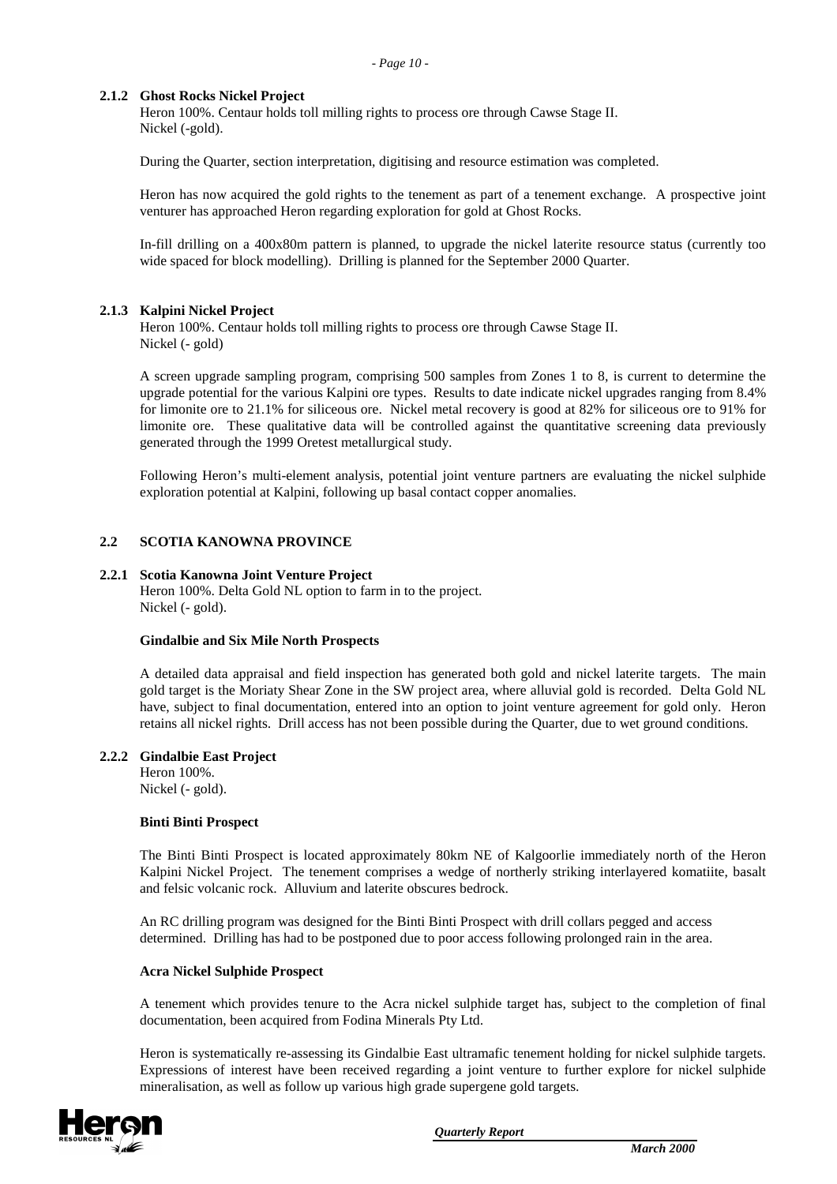### 2.1.2 Ghost Rocks Nickel Project

Heron 100%. Centaur holds toll milling rights to process ore through Cawse Stage II.
Nickel (-gold).

During the Quarter, section interpretation, digitising and resource estimation was completed.

Heron has now acquired the gold rights to the tenement as part of a tenement exchange. A prospective joint venturer has approached Heron regarding exploration for gold at Ghost Rocks.

In-fill drilling on a 400x80m pattern is planned, to upgrade the nickel laterite resource status (currently too wide spaced for block modelling). Drilling is planned for the September 2000 Quarter.

### 2.1.3 Kalpini Nickel Project

Heron 100%. Centaur holds toll milling rights to process ore through Cawse Stage II.
Nickel (- gold)

A screen upgrade sampling program, comprising 500 samples from Zones 1 to 8, is current to determine the upgrade potential for the various Kalpini ore types. Results to date indicate nickel upgrades ranging from 8.4% for limonite ore to 21.1% for siliceous ore. Nickel metal recovery is good at 82% for siliceous ore to 91% for limonite ore. These qualitative data will be controlled against the quantitative screening data previously generated through the 1999 Oretest metallurgical study.

Following Heron's multi-element analysis, potential joint venture partners are evaluating the nickel sulphide exploration potential at Kalpini, following up basal contact copper anomalies.

## 2.2 SCOTIA KANOWNA PROVINCE

### 2.2.1 Scotia Kanowna Joint Venture Project

Heron 100%. Delta Gold NL option to farm in to the project.
Nickel (- gold).

**Gindalbie and Six Mile North Prospects**

A detailed data appraisal and field inspection has generated both gold and nickel laterite targets. The main gold target is the Moriaty Shear Zone in the SW project area, where alluvial gold is recorded. Delta Gold NL have, subject to final documentation, entered into an option to joint venture agreement for gold only. Heron retains all nickel rights. Drill access has not been possible during the Quarter, due to wet ground conditions.

### 2.2.2 Gindalbie East Project

Heron 100%.
Nickel (- gold).

**Binti Binti Prospect**

The Binti Binti Prospect is located approximately 80km NE of Kalgoorlie immediately north of the Heron Kalpini Nickel Project. The tenement comprises a wedge of northerly striking interlayered komatiite, basalt and felsic volcanic rock. Alluvium and laterite obscures bedrock.

An RC drilling program was designed for the Binti Binti Prospect with drill collars pegged and access determined. Drilling has had to be postponed due to poor access following prolonged rain in the area.

**Acra Nickel Sulphide Prospect**

A tenement which provides tenure to the Acra nickel sulphide target has, subject to the completion of final documentation, been acquired from Fodina Minerals Pty Ltd.

Heron is systematically re-assessing its Gindalbie East ultramafic tenement holding for nickel sulphide targets. Expressions of interest have been received regarding a joint venture to further explore for nickel sulphide mineralisation, as well as follow up various high grade supergene gold targets.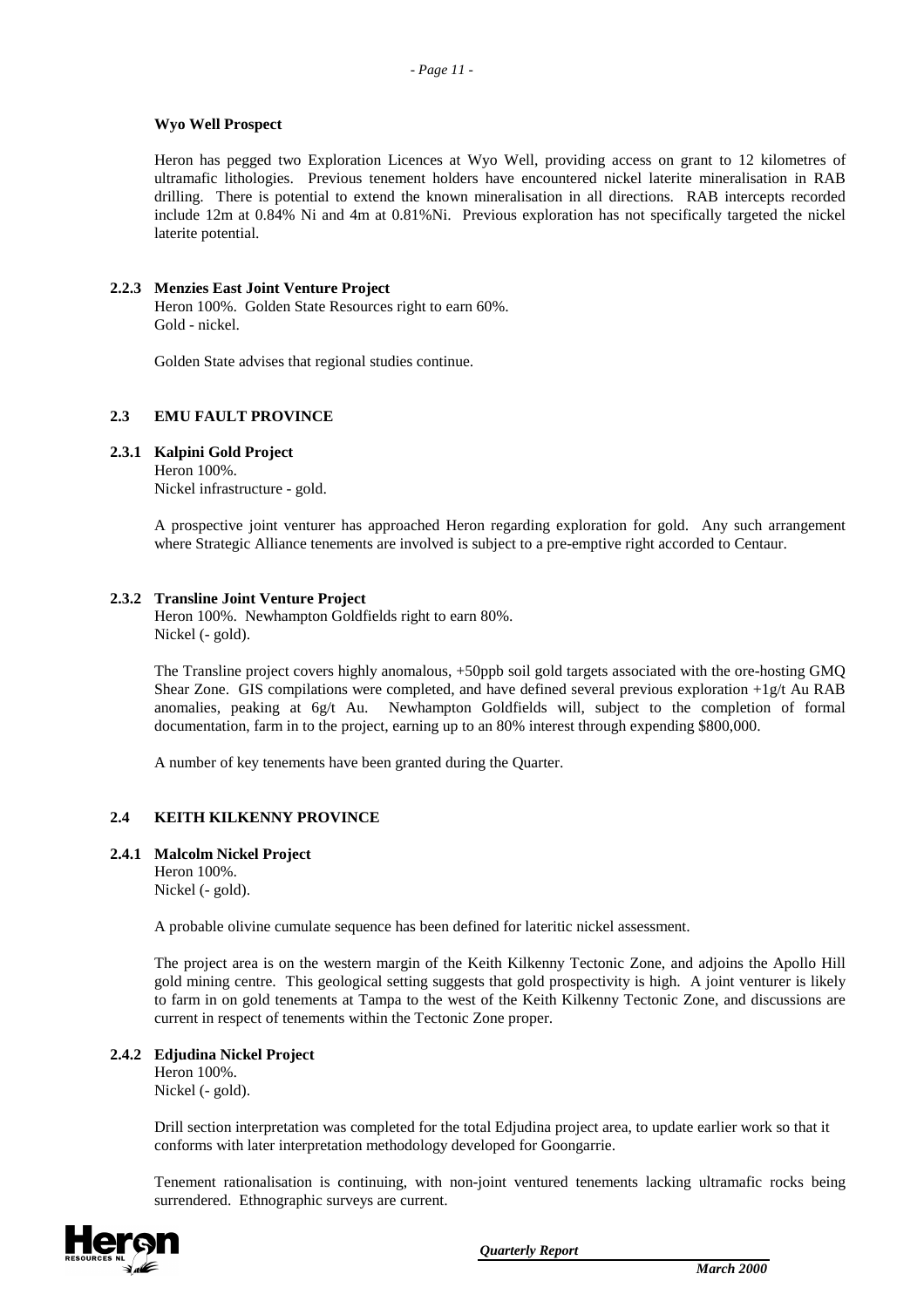**Wyo Well Prospect**

Heron has pegged two Exploration Licences at Wyo Well, providing access on grant to 12 kilometres of ultramafic lithologies. Previous tenement holders have encountered nickel laterite mineralisation in RAB drilling. There is potential to extend the known mineralisation in all directions. RAB intercepts recorded include 12m at 0.84% Ni and 4m at 0.81%Ni. Previous exploration has not specifically targeted the nickel laterite potential.

### 2.2.3 Menzies East Joint Venture Project

Heron 100%. Golden State Resources right to earn 60%.
Gold - nickel.

Golden State advises that regional studies continue.

## 2.3 EMU FAULT PROVINCE

### 2.3.1 Kalpini Gold Project

Heron 100%.
Nickel infrastructure - gold.

A prospective joint venturer has approached Heron regarding exploration for gold. Any such arrangement where Strategic Alliance tenements are involved is subject to a pre-emptive right accorded to Centaur.

### 2.3.2 Transline Joint Venture Project

Heron 100%. Newhampton Goldfields right to earn 80%.
Nickel (- gold).

The Transline project covers highly anomalous, +50ppb soil gold targets associated with the ore-hosting GMQ Shear Zone. GIS compilations were completed, and have defined several previous exploration +1g/t Au RAB anomalies, peaking at 6g/t Au. Newhampton Goldfields will, subject to the completion of formal documentation, farm in to the project, earning up to an 80% interest through expending $800,000.

A number of key tenements have been granted during the Quarter.

## 2.4 KEITH KILKENNY PROVINCE

### 2.4.1 Malcolm Nickel Project

Heron 100%.
Nickel (- gold).

A probable olivine cumulate sequence has been defined for lateritic nickel assessment.

The project area is on the western margin of the Keith Kilkenny Tectonic Zone, and adjoins the Apollo Hill gold mining centre. This geological setting suggests that gold prospectivity is high. A joint venturer is likely to farm in on gold tenements at Tampa to the west of the Keith Kilkenny Tectonic Zone, and discussions are current in respect of tenements within the Tectonic Zone proper.

### 2.4.2 Edjudina Nickel Project

Heron 100%.
Nickel (- gold).

Drill section interpretation was completed for the total Edjudina project area, to update earlier work so that it conforms with later interpretation methodology developed for Goongarrie.

Tenement rationalisation is continuing, with non-joint ventured tenements lacking ultramafic rocks being surrendered. Ethnographic surveys are current.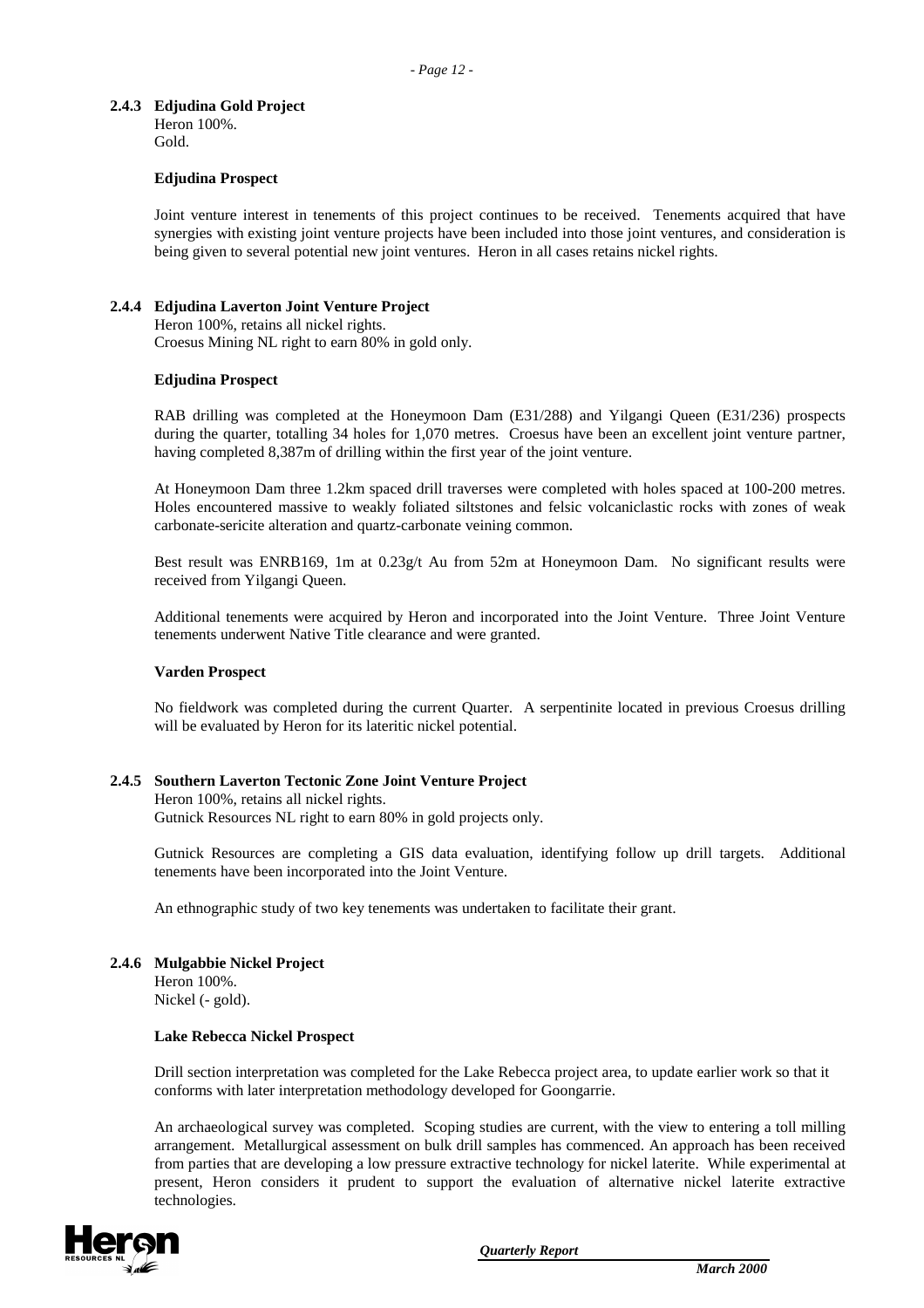### 2.4.3 Edjudina Gold Project

Heron 100%.
Gold.

**Edjudina Prospect**

Joint venture interest in tenements of this project continues to be received. Tenements acquired that have synergies with existing joint venture projects have been included into those joint ventures, and consideration is being given to several potential new joint ventures. Heron in all cases retains nickel rights.

### 2.4.4 Edjudina Laverton Joint Venture Project

Heron 100%, retains all nickel rights.
Croesus Mining NL right to earn 80% in gold only.

**Edjudina Prospect**

RAB drilling was completed at the Honeymoon Dam (E31/288) and Yilgangi Queen (E31/236) prospects during the quarter, totalling 34 holes for 1,070 metres. Croesus have been an excellent joint venture partner, having completed 8,387m of drilling within the first year of the joint venture.

At Honeymoon Dam three 1.2km spaced drill traverses were completed with holes spaced at 100-200 metres. Holes encountered massive to weakly foliated siltstones and felsic volcaniclastic rocks with zones of weak carbonate-sericite alteration and quartz-carbonate veining common.

Best result was ENRB169, 1m at 0.23g/t Au from 52m at Honeymoon Dam. No significant results were received from Yilgangi Queen.

Additional tenements were acquired by Heron and incorporated into the Joint Venture. Three Joint Venture tenements underwent Native Title clearance and were granted.

**Varden Prospect**

No fieldwork was completed during the current Quarter. A serpentinite located in previous Croesus drilling will be evaluated by Heron for its lateritic nickel potential.

### 2.4.5 Southern Laverton Tectonic Zone Joint Venture Project

Heron 100%, retains all nickel rights.
Gutnick Resources NL right to earn 80% in gold projects only.

Gutnick Resources are completing a GIS data evaluation, identifying follow up drill targets. Additional tenements have been incorporated into the Joint Venture.

An ethnographic study of two key tenements was undertaken to facilitate their grant.

### 2.4.6 Mulgabbie Nickel Project

Heron 100%.
Nickel (- gold).

**Lake Rebecca Nickel Prospect**

Drill section interpretation was completed for the Lake Rebecca project area, to update earlier work so that it conforms with later interpretation methodology developed for Goongarrie.

An archaeological survey was completed. Scoping studies are current, with the view to entering a toll milling arrangement. Metallurgical assessment on bulk drill samples has commenced. An approach has been received from parties that are developing a low pressure extractive technology for nickel laterite. While experimental at present, Heron considers it prudent to support the evaluation of alternative nickel laterite extractive technologies.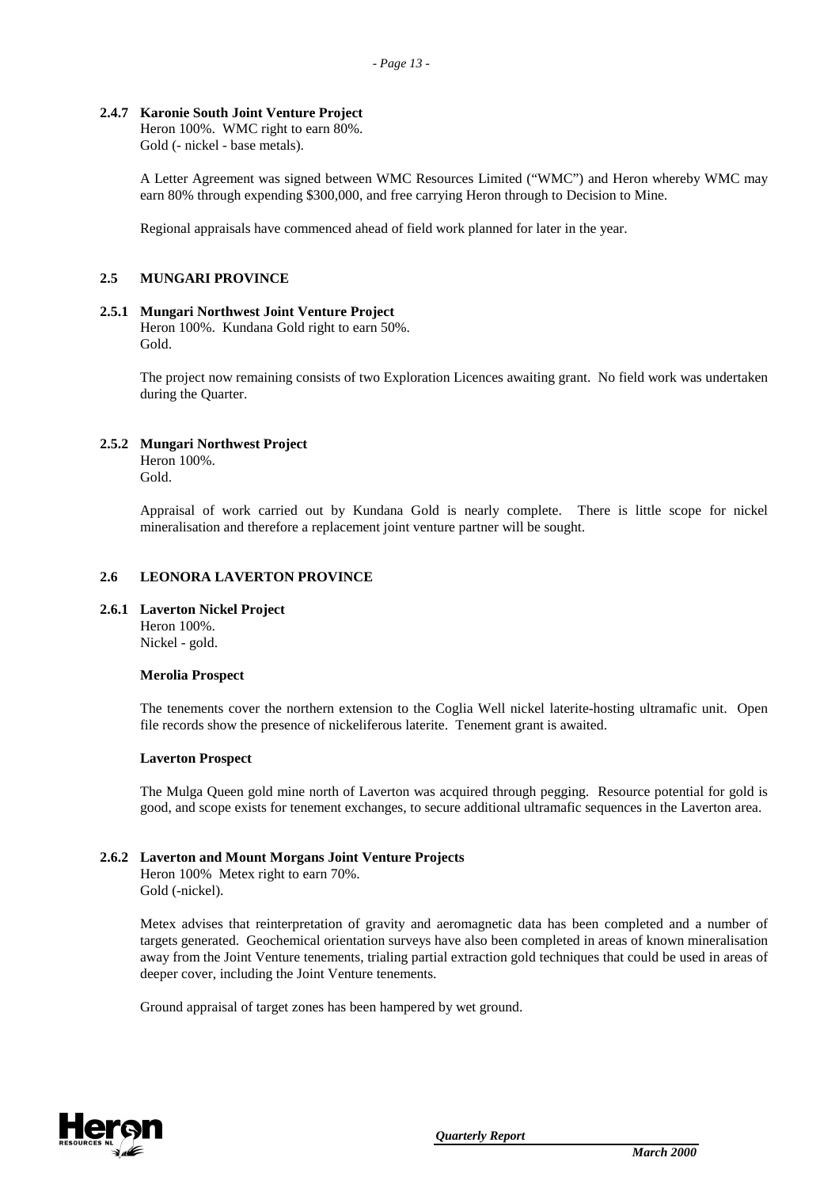### 2.4.7 Karonie South Joint Venture Project

Heron 100%. WMC right to earn 80%.
Gold (- nickel - base metals).

A Letter Agreement was signed between WMC Resources Limited ("WMC") and Heron whereby WMC may earn 80% through expending $300,000, and free carrying Heron through to Decision to Mine.

Regional appraisals have commenced ahead of field work planned for later in the year.

## 2.5 MUNGARI PROVINCE

### 2.5.1 Mungari Northwest Joint Venture Project

Heron 100%. Kundana Gold right to earn 50%.
Gold.

The project now remaining consists of two Exploration Licences awaiting grant. No field work was undertaken during the Quarter.

### 2.5.2 Mungari Northwest Project

Heron 100%.
Gold.

Appraisal of work carried out by Kundana Gold is nearly complete. There is little scope for nickel mineralisation and therefore a replacement joint venture partner will be sought.

## 2.6 LEONORA LAVERTON PROVINCE

### 2.6.1 Laverton Nickel Project

Heron 100%.
Nickel - gold.

**Merolia Prospect**

The tenements cover the northern extension to the Coglia Well nickel laterite-hosting ultramafic unit. Open file records show the presence of nickeliferous laterite. Tenement grant is awaited.

**Laverton Prospect**

The Mulga Queen gold mine north of Laverton was acquired through pegging. Resource potential for gold is good, and scope exists for tenement exchanges, to secure additional ultramafic sequences in the Laverton area.

### 2.6.2 Laverton and Mount Morgans Joint Venture Projects

Heron 100% Metex right to earn 70%.
Gold (-nickel).

Metex advises that reinterpretation of gravity and aeromagnetic data has been completed and a number of targets generated. Geochemical orientation surveys have also been completed in areas of known mineralisation away from the Joint Venture tenements, trialing partial extraction gold techniques that could be used in areas of deeper cover, including the Joint Venture tenements.

Ground appraisal of target zones has been hampered by wet ground.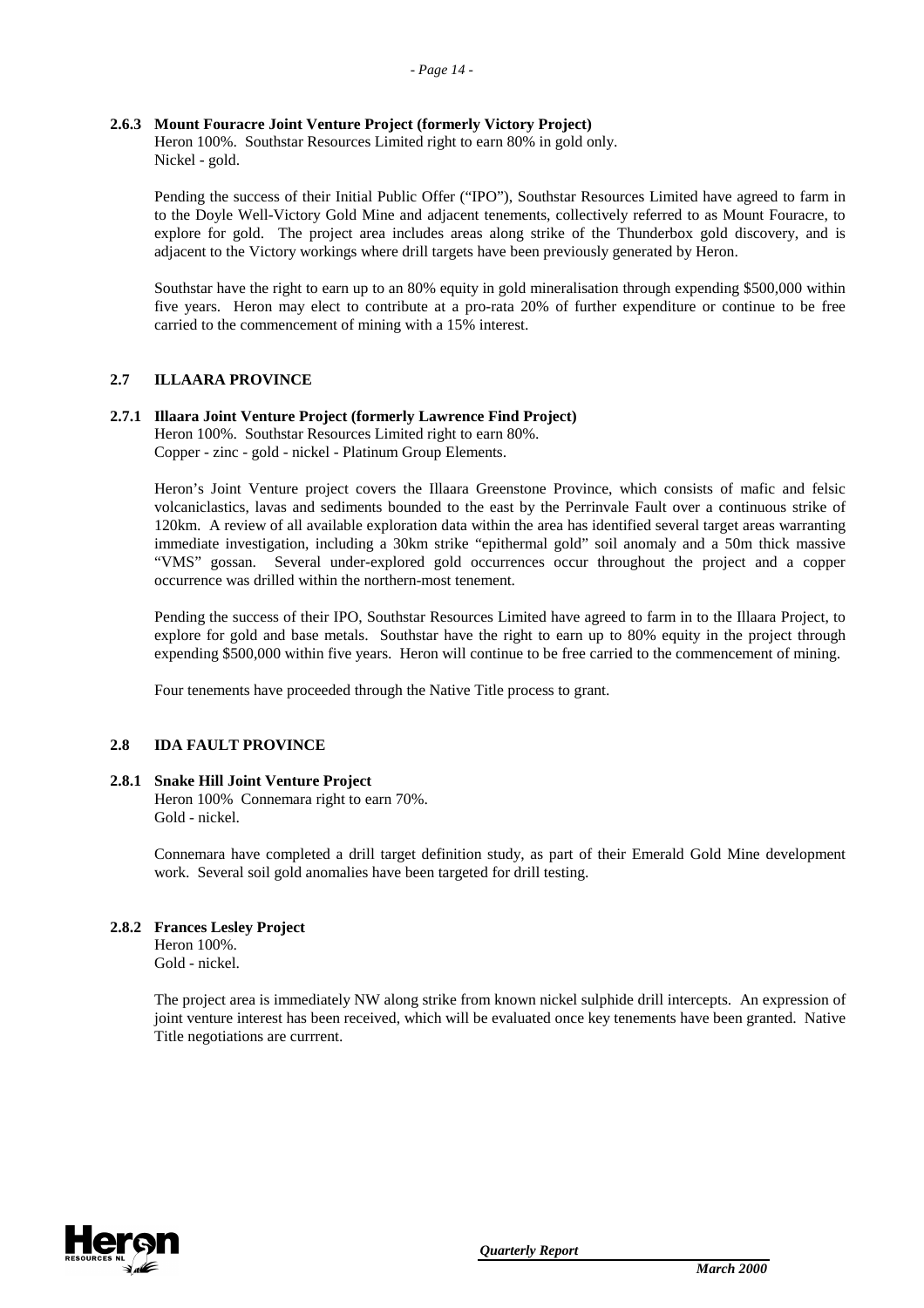### 2.6.3 Mount Fouracre Joint Venture Project (formerly Victory Project)

Heron 100%. Southstar Resources Limited right to earn 80% in gold only.
Nickel - gold.

Pending the success of their Initial Public Offer ("IPO"), Southstar Resources Limited have agreed to farm in to the Doyle Well-Victory Gold Mine and adjacent tenements, collectively referred to as Mount Fouracre, to explore for gold. The project area includes areas along strike of the Thunderbox gold discovery, and is adjacent to the Victory workings where drill targets have been previously generated by Heron.

Southstar have the right to earn up to an 80% equity in gold mineralisation through expending $500,000 within five years. Heron may elect to contribute at a pro-rata 20% of further expenditure or continue to be free carried to the commencement of mining with a 15% interest.

## 2.7 ILLAARA PROVINCE

### 2.7.1 Illaara Joint Venture Project (formerly Lawrence Find Project)

Heron 100%. Southstar Resources Limited right to earn 80%.
Copper - zinc - gold - nickel - Platinum Group Elements.

Heron's Joint Venture project covers the Illaara Greenstone Province, which consists of mafic and felsic volcaniclastics, lavas and sediments bounded to the east by the Perrinvale Fault over a continuous strike of 120km. A review of all available exploration data within the area has identified several target areas warranting immediate investigation, including a 30km strike "epithermal gold" soil anomaly and a 50m thick massive "VMS" gossan. Several under-explored gold occurrences occur throughout the project and a copper occurrence was drilled within the northern-most tenement.

Pending the success of their IPO, Southstar Resources Limited have agreed to farm in to the Illaara Project, to explore for gold and base metals. Southstar have the right to earn up to 80% equity in the project through expending $500,000 within five years. Heron will continue to be free carried to the commencement of mining.

Four tenements have proceeded through the Native Title process to grant.

## 2.8 IDA FAULT PROVINCE

### 2.8.1 Snake Hill Joint Venture Project

Heron 100% Connemara right to earn 70%.
Gold - nickel.

Connemara have completed a drill target definition study, as part of their Emerald Gold Mine development work. Several soil gold anomalies have been targeted for drill testing.

### 2.8.2 Frances Lesley Project

Heron 100%.
Gold - nickel.

The project area is immediately NW along strike from known nickel sulphide drill intercepts. An expression of joint venture interest has been received, which will be evaluated once key tenements have been granted. Native Title negotiations are currrent.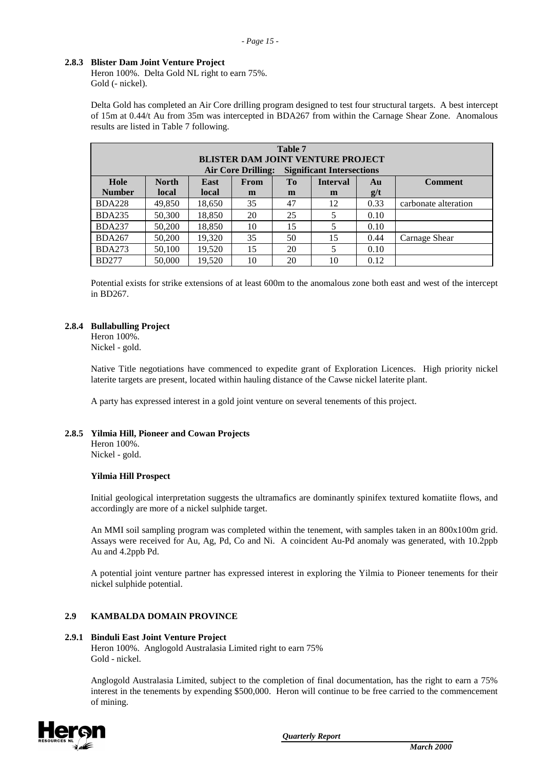### 2.8.3 Blister Dam Joint Venture Project

Heron 100%. Delta Gold NL right to earn 75%.
Gold (- nickel).

Delta Gold has completed an Air Core drilling program designed to test four structural targets. A best intercept of 15m at 0.44/t Au from 35m was intercepted in BDA267 from within the Carnage Shear Zone. Anomalous results are listed in Table 7 following.

**Table 7**
**BLISTER DAM JOINT VENTURE PROJECT**
**Air Core Drilling: Significant Intersections**

| Hole Number | North local | East local | From m | To m | Interval m | Au g/t | Comment |
|---|---|---|---|---|---|---|---|
| BDA228 | 49,850 | 18,650 | 35 | 47 | 12 | 0.33 | carbonate alteration |
| BDA235 | 50,300 | 18,850 | 20 | 25 | 5 | 0.10 | |
| BDA237 | 50,200 | 18,850 | 10 | 15 | 5 | 0.10 | |
| BDA267 | 50,200 | 19,320 | 35 | 50 | 15 | 0.44 | Carnage Shear |
| BDA273 | 50,100 | 19,520 | 15 | 20 | 5 | 0.10 | |
| BD277 | 50,000 | 19,520 | 10 | 20 | 10 | 0.12 | |

Potential exists for strike extensions of at least 600m to the anomalous zone both east and west of the intercept in BD267.

### 2.8.4 Bullabulling Project

Heron 100%.
Nickel - gold.

Native Title negotiations have commenced to expedite grant of Exploration Licences. High priority nickel laterite targets are present, located within hauling distance of the Cawse nickel laterite plant.

A party has expressed interest in a gold joint venture on several tenements of this project.

### 2.8.5 Yilmia Hill, Pioneer and Cowan Projects

Heron 100%.
Nickel - gold.

**Yilmia Hill Prospect**

Initial geological interpretation suggests the ultramafics are dominantly spinifex textured komatiite flows, and accordingly are more of a nickel sulphide target.

An MMI soil sampling program was completed within the tenement, with samples taken in an 800x100m grid. Assays were received for Au, Ag, Pd, Co and Ni. A coincident Au-Pd anomaly was generated, with 10.2ppb Au and 4.2ppb Pd.

A potential joint venture partner has expressed interest in exploring the Yilmia to Pioneer tenements for their nickel sulphide potential.

## 2.9 KAMBALDA DOMAIN PROVINCE

### 2.9.1 Binduli East Joint Venture Project

Heron 100%. Anglogold Australasia Limited right to earn 75%
Gold - nickel.

Anglogold Australasia Limited, subject to the completion of final documentation, has the right to earn a 75% interest in the tenements by expending $500,000. Heron will continue to be free carried to the commencement of mining.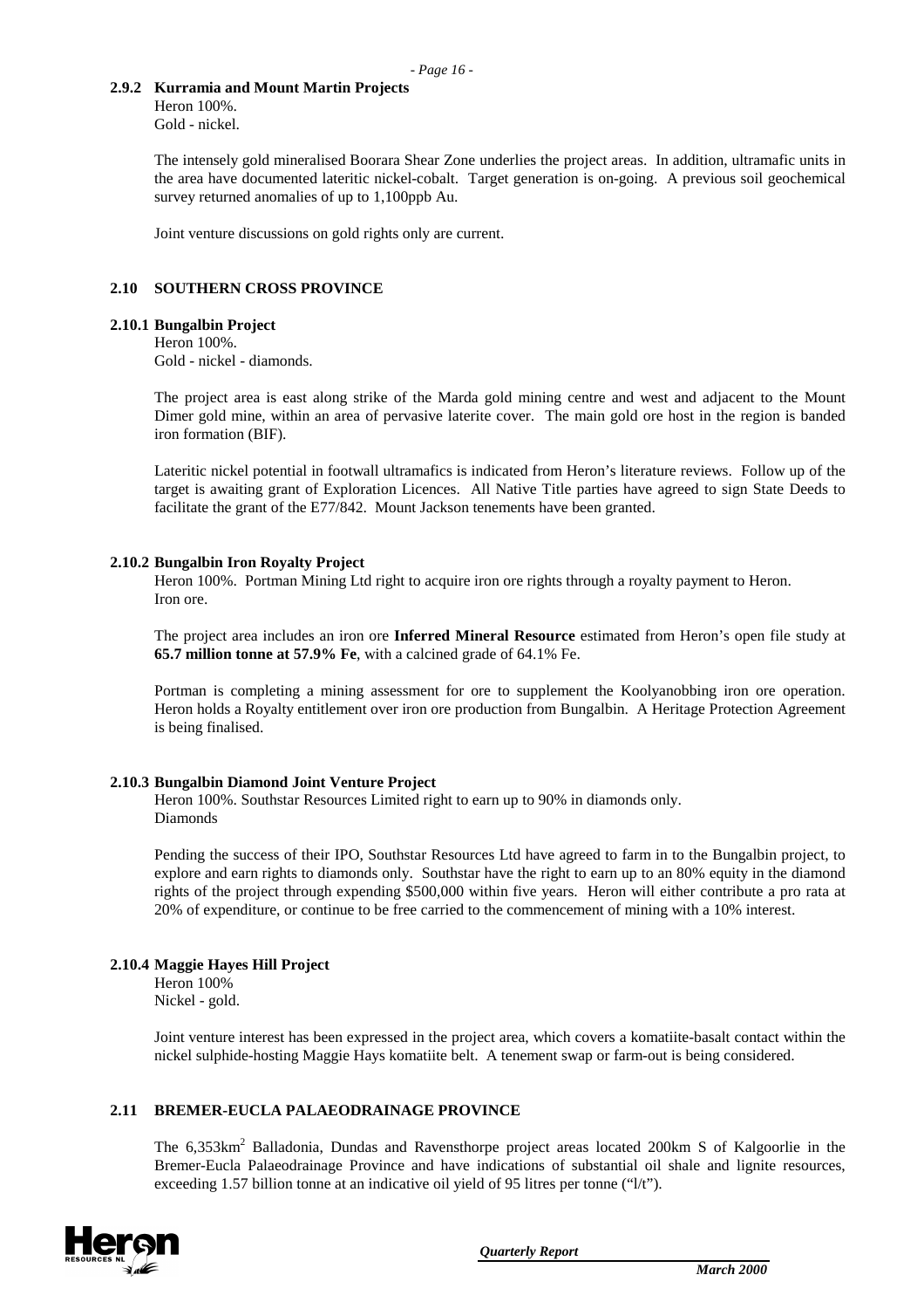#### 2.9.2 Kurramia and Mount Martin Projects

Heron 100%.
Gold - nickel.

The intensely gold mineralised Boorara Shear Zone underlies the project areas. In addition, ultramafic units in the area have documented lateritic nickel-cobalt. Target generation is on-going. A previous soil geochemical survey returned anomalies of up to 1,100ppb Au.

Joint venture discussions on gold rights only are current.

### 2.10 SOUTHERN CROSS PROVINCE

#### 2.10.1 Bungalbin Project

Heron 100%.
Gold - nickel - diamonds.

The project area is east along strike of the Marda gold mining centre and west and adjacent to the Mount Dimer gold mine, within an area of pervasive laterite cover. The main gold ore host in the region is banded iron formation (BIF).

Lateritic nickel potential in footwall ultramafics is indicated from Heron's literature reviews. Follow up of the target is awaiting grant of Exploration Licences. All Native Title parties have agreed to sign State Deeds to facilitate the grant of the E77/842. Mount Jackson tenements have been granted.

#### 2.10.2 Bungalbin Iron Royalty Project

Heron 100%. Portman Mining Ltd right to acquire iron ore rights through a royalty payment to Heron.
Iron ore.

The project area includes an iron ore **Inferred Mineral Resource** estimated from Heron's open file study at **65.7 million tonne at 57.9% Fe**, with a calcined grade of 64.1% Fe.

Portman is completing a mining assessment for ore to supplement the Koolyanobbing iron ore operation. Heron holds a Royalty entitlement over iron ore production from Bungalbin. A Heritage Protection Agreement is being finalised.

#### 2.10.3 Bungalbin Diamond Joint Venture Project

Heron 100%. Southstar Resources Limited right to earn up to 90% in diamonds only.
Diamonds

Pending the success of their IPO, Southstar Resources Ltd have agreed to farm in to the Bungalbin project, to explore and earn rights to diamonds only. Southstar have the right to earn up to an 80% equity in the diamond rights of the project through expending $500,000 within five years. Heron will either contribute a pro rata at 20% of expenditure, or continue to be free carried to the commencement of mining with a 10% interest.

#### 2.10.4 Maggie Hayes Hill Project

Heron 100%
Nickel - gold.

Joint venture interest has been expressed in the project area, which covers a komatiite-basalt contact within the nickel sulphide-hosting Maggie Hays komatiite belt. A tenement swap or farm-out is being considered.

### 2.11 BREMER-EUCLA PALAEODRAINAGE PROVINCE

The 6,353km$^2$ Balladonia, Dundas and Ravensthorpe project areas located 200km S of Kalgoorlie in the Bremer-Eucla Palaeodrainage Province and have indications of substantial oil shale and lignite resources, exceeding 1.57 billion tonne at an indicative oil yield of 95 litres per tonne ("l/t").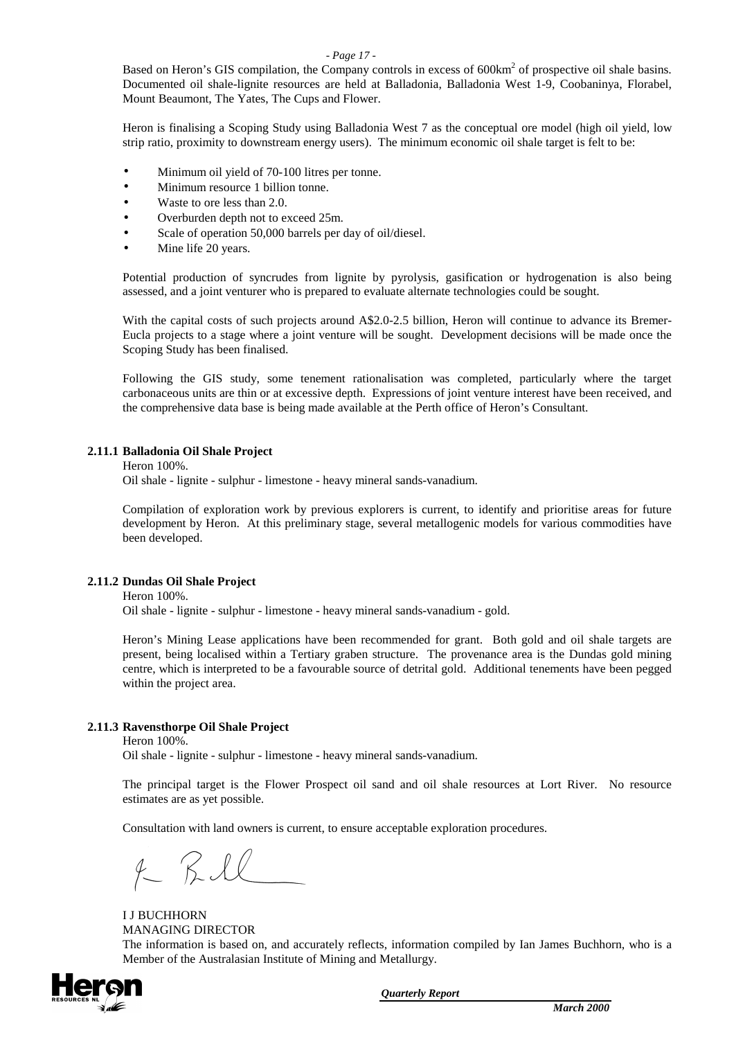Based on Heron's GIS compilation, the Company controls in excess of 600km$^2$ of prospective oil shale basins. Documented oil shale-lignite resources are held at Balladonia, Balladonia West 1-9, Coobaninya, Florabel, Mount Beaumont, The Yates, The Cups and Flower.

Heron is finalising a Scoping Study using Balladonia West 7 as the conceptual ore model (high oil yield, low strip ratio, proximity to downstream energy users). The minimum economic oil shale target is felt to be:

- Minimum oil yield of 70-100 litres per tonne.
- Minimum resource 1 billion tonne.
- Waste to ore less than 2.0.
- Overburden depth not to exceed 25m.
- Scale of operation 50,000 barrels per day of oil/diesel.
- Mine life 20 years.

Potential production of syncrudes from lignite by pyrolysis, gasification or hydrogenation is also being assessed, and a joint venturer who is prepared to evaluate alternate technologies could be sought.

With the capital costs of such projects around A$2.0-2.5 billion, Heron will continue to advance its Bremer-Eucla projects to a stage where a joint venture will be sought. Development decisions will be made once the Scoping Study has been finalised.

Following the GIS study, some tenement rationalisation was completed, particularly where the target carbonaceous units are thin or at excessive depth. Expressions of joint venture interest have been received, and the comprehensive data base is being made available at the Perth office of Heron's Consultant.

### 2.11.1 Balladonia Oil Shale Project

Heron 100%.

Oil shale - lignite - sulphur - limestone - heavy mineral sands-vanadium.

Compilation of exploration work by previous explorers is current, to identify and prioritise areas for future development by Heron. At this preliminary stage, several metallogenic models for various commodities have been developed.

### 2.11.2 Dundas Oil Shale Project

Heron 100%.

Oil shale - lignite - sulphur - limestone - heavy mineral sands-vanadium - gold.

Heron's Mining Lease applications have been recommended for grant. Both gold and oil shale targets are present, being localised within a Tertiary graben structure. The provenance area is the Dundas gold mining centre, which is interpreted to be a favourable source of detrital gold. Additional tenements have been pegged within the project area.

### 2.11.3 Ravensthorpe Oil Shale Project

Heron 100%.

Oil shale - lignite - sulphur - limestone - heavy mineral sands-vanadium.

The principal target is the Flower Prospect oil sand and oil shale resources at Lort River. No resource estimates are as yet possible.

Consultation with land owners is current, to ensure acceptable exploration procedures.

I J BUCHHORN
MANAGING DIRECTOR

The information is based on, and accurately reflects, information compiled by Ian James Buchhorn, who is a Member of the Australasian Institute of Mining and Metallurgy.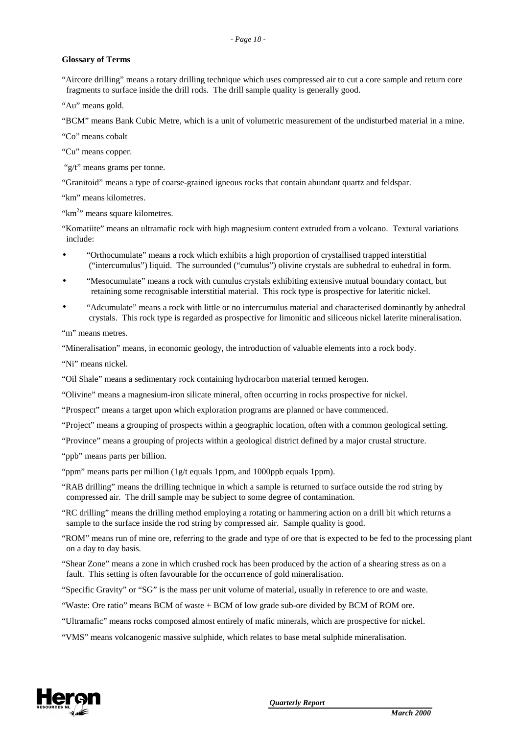**Glossary of Terms**

"Aircore drilling" means a rotary drilling technique which uses compressed air to cut a core sample and return core fragments to surface inside the drill rods. The drill sample quality is generally good.

"Au" means gold.

"BCM" means Bank Cubic Metre, which is a unit of volumetric measurement of the undisturbed material in a mine.

"Co" means cobalt

"Cu" means copper.

"g/t" means grams per tonne.

"Granitoid" means a type of coarse-grained igneous rocks that contain abundant quartz and feldspar.

"km" means kilometres.

"$km^2$" means square kilometres.

"Komatiite" means an ultramafic rock with high magnesium content extruded from a volcano. Textural variations include:

- "Orthocumulate" means a rock which exhibits a high proportion of crystallised trapped interstitial ("intercumulus") liquid. The surrounded ("cumulus") olivine crystals are subhedral to euhedral in form.
- "Mesocumulate" means a rock with cumulus crystals exhibiting extensive mutual boundary contact, but retaining some recognisable interstitial material. This rock type is prospective for lateritic nickel.
- "Adcumulate" means a rock with little or no intercumulus material and characterised dominantly by anhedral crystals. This rock type is regarded as prospective for limonitic and siliceous nickel laterite mineralisation.

"m" means metres.

"Mineralisation" means, in economic geology, the introduction of valuable elements into a rock body.

"Ni" means nickel.

"Oil Shale" means a sedimentary rock containing hydrocarbon material termed kerogen.

"Olivine" means a magnesium-iron silicate mineral, often occurring in rocks prospective for nickel.

"Prospect" means a target upon which exploration programs are planned or have commenced.

"Project" means a grouping of prospects within a geographic location, often with a common geological setting.

"Province" means a grouping of projects within a geological district defined by a major crustal structure.

"ppb" means parts per billion.

"ppm" means parts per million (1g/t equals 1ppm, and 1000ppb equals 1ppm).

"RAB drilling" means the drilling technique in which a sample is returned to surface outside the rod string by compressed air. The drill sample may be subject to some degree of contamination.

"RC drilling" means the drilling method employing a rotating or hammering action on a drill bit which returns a sample to the surface inside the rod string by compressed air. Sample quality is good.

"ROM" means run of mine ore, referring to the grade and type of ore that is expected to be fed to the processing plant on a day to day basis.

"Shear Zone" means a zone in which crushed rock has been produced by the action of a shearing stress as on a fault. This setting is often favourable for the occurrence of gold mineralisation.

"Specific Gravity" or "SG" is the mass per unit volume of material, usually in reference to ore and waste.

"Waste: Ore ratio" means BCM of waste + BCM of low grade sub-ore divided by BCM of ROM ore.

"Ultramafic" means rocks composed almost entirely of mafic minerals, which are prospective for nickel.

"VMS" means volcanogenic massive sulphide, which relates to base metal sulphide mineralisation.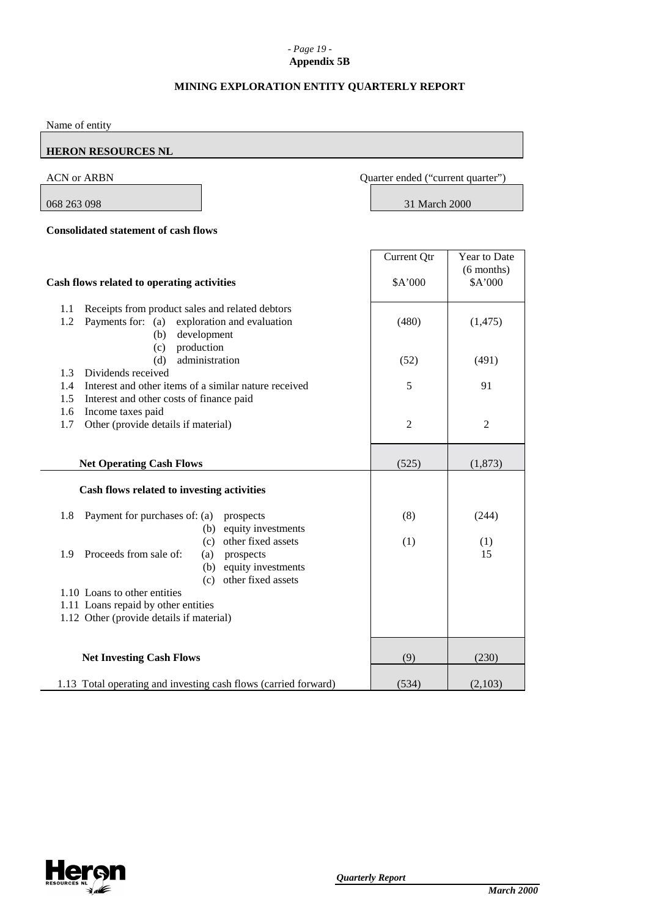**Appendix 5B**

# MINING EXPLORATION ENTITY QUARTERLY REPORT

Name of entity

**HERON RESOURCES NL**

| ACN or ARBN | Quarter ended ("current quarter") |
|---|---|
| 068 263 098 | 31 March 2000 |

**Consolidated statement of cash flows**

| Cash flows related to operating activities | Current Qtr \$A'000 | Year to Date (6 months) \$A'000 |
|---|---|---|
| 1.1 Receipts from product sales and related debtors | | |
| 1.2 Payments for: (a) exploration and evaluation | (480) | (1,475) |
| (b) development | | |
| (c) production | | |
| (d) administration | (52) | (491) |
| 1.3 Dividends received | | |
| 1.4 Interest and other items of a similar nature received | 5 | 91 |
| 1.5 Interest and other costs of finance paid | | |
| 1.6 Income taxes paid | | |
| 1.7 Other (provide details if material) | 2 | 2 |
| **Net Operating Cash Flows** | (525) | (1,873) |
| **Cash flows related to investing activities** | | |
| 1.8 Payment for purchases of: (a) prospects | (8) | (244) |
| (b) equity investments | | |
| (c) other fixed assets | (1) | (1) |
| 1.9 Proceeds from sale of: (a) prospects | | 15 |
| (b) equity investments | | |
| (c) other fixed assets | | |
| 1.10 Loans to other entities | | |
| 1.11 Loans repaid by other entities | | |
| 1.12 Other (provide details if material) | | |
| **Net Investing Cash Flows** | (9) | (230) |
| 1.13 Total operating and investing cash flows (carried forward) | (534) | (2,103) |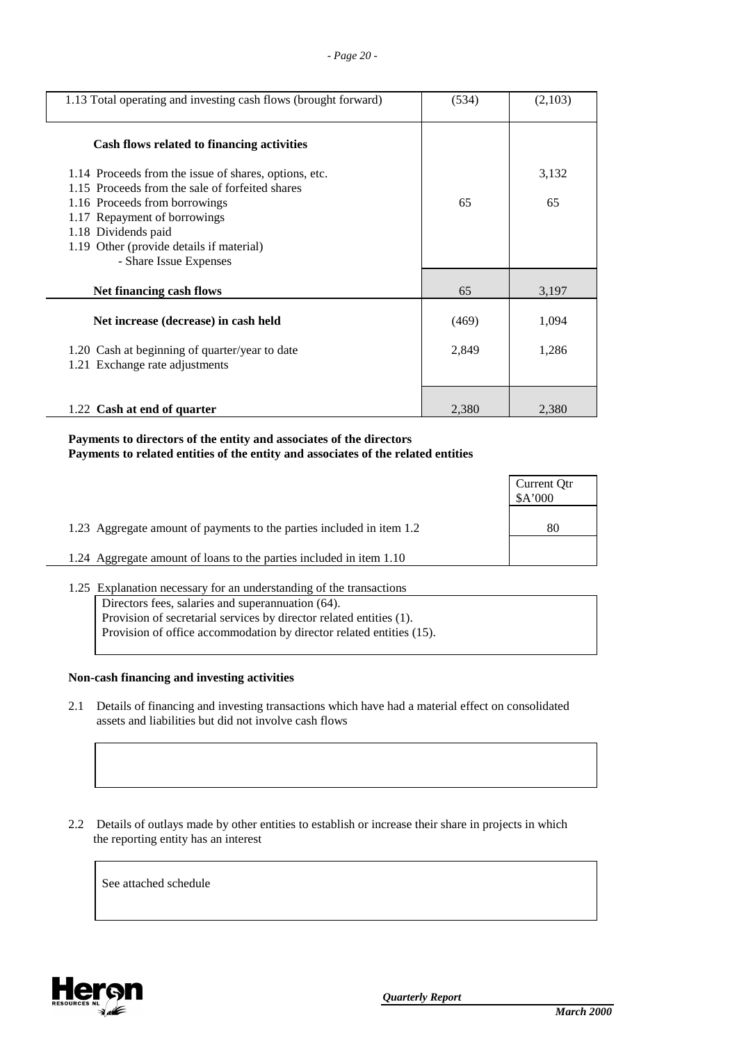| | | |
|---|---|---|
| 1.13 Total operating and investing cash flows (brought forward) | (534) | (2,103) |
| **Cash flows related to financing activities** | | |
| 1.14 Proceeds from the issue of shares, options, etc. | | 3,132 |
| 1.15 Proceeds from the sale of forfeited shares | | |
| 1.16 Proceeds from borrowings | 65 | 65 |
| 1.17 Repayment of borrowings | | |
| 1.18 Dividends paid | | |
| 1.19 Other (provide details if material) - Share Issue Expenses | | |
| **Net financing cash flows** | 65 | 3,197 |
| **Net increase (decrease) in cash held** | (469) | 1,094 |
| 1.20 Cash at beginning of quarter/year to date | 2,849 | 1,286 |
| 1.21 Exchange rate adjustments | | |
| 1.22 **Cash at end of quarter** | 2,380 | 2,380 |

**Payments to directors of the entity and associates of the directors**
**Payments to related entities of the entity and associates of the related entities**

| | Current Qtr $A'000 |
|---|---|
| 1.23 Aggregate amount of payments to the parties included in item 1.2 | 80 |
| 1.24 Aggregate amount of loans to the parties included in item 1.10 | |

1.25 Explanation necessary for an understanding of the transactions

Directors fees, salaries and superannuation (64).
Provision of secretarial services by director related entities (1).
Provision of office accommodation by director related entities (15).

**Non-cash financing and investing activities**

2.1 Details of financing and investing transactions which have had a material effect on consolidated assets and liabilities but did not involve cash flows

2.2 Details of outlays made by other entities to establish or increase their share in projects in which the reporting entity has an interest

See attached schedule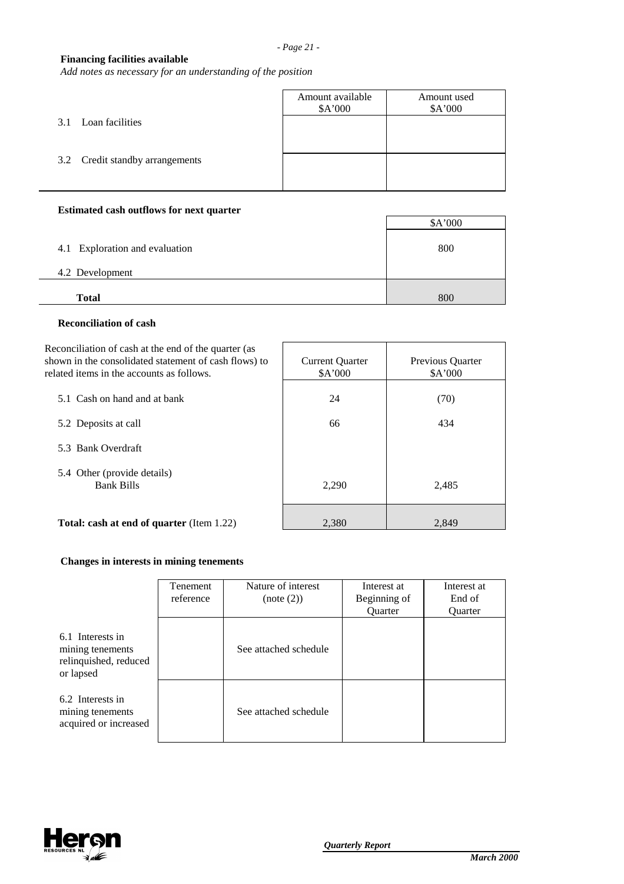**Financing facilities available**

*Add notes as necessary for an understanding of the position*

| | Amount available $A'000 | Amount used $A'000 |
|---|---|---|
| 3.1 Loan facilities | | |
| 3.2 Credit standby arrangements | | |

**Estimated cash outflows for next quarter**

| | $A'000 |
|---|---|
| 4.1 Exploration and evaluation | 800 |
| 4.2 Development | |
| **Total** | 800 |

**Reconciliation of cash**

| Reconciliation of cash at the end of the quarter (as shown in the consolidated statement of cash flows) to related items in the accounts as follows. | Current Quarter $A'000 | Previous Quarter $A'000 |
|---|---|---|
| 5.1 Cash on hand and at bank | 24 | (70) |
| 5.2 Deposits at call | 66 | 434 |
| 5.3 Bank Overdraft | | |
| 5.4 Other (provide details) Bank Bills | 2,290 | 2,485 |
| **Total: cash at end of quarter** (Item 1.22) | 2,380 | 2,849 |

**Changes in interests in mining tenements**

| | Tenement reference | Nature of interest (note (2)) | Interest at Beginning of Quarter | Interest at End of Quarter |
|---|---|---|---|---|
| 6.1 Interests in mining tenements relinquished, reduced or lapsed | | See attached schedule | | |
| 6.2 Interests in mining tenements acquired or increased | | See attached schedule | | |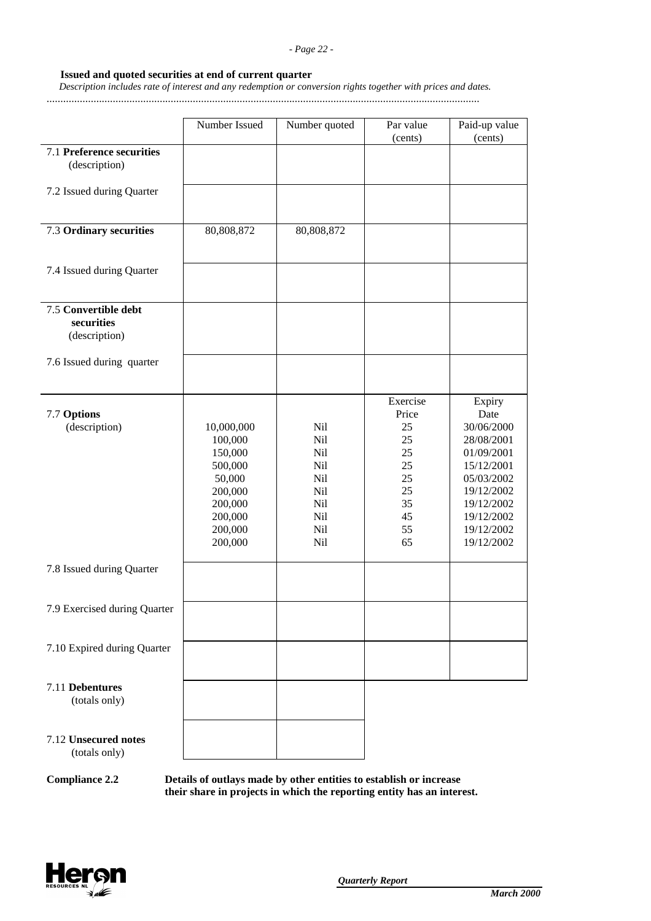**Issued and quoted securities at end of current quarter**

*Description includes rate of interest and any redemption or conversion rights together with prices and dates.*

.............................................................................................................................................................

| | Number Issued | Number quoted | Par value (cents) | Paid-up value (cents) |
|---|---|---|---|---|
| 7.1 **Preference securities** (description) | | | | |
| 7.2 Issued during Quarter | | | | |
| 7.3 **Ordinary securities** | 80,808,872 | 80,808,872 | | |
| 7.4 Issued during Quarter | | | | |
| 7.5 **Convertible debt securities** (description) | | | | |
| 7.6 Issued during quarter | | | | |
| | | | Exercise Price | Expiry Date |
| 7.7 **Options** (description) | 10,000,000 | Nil | 25 | 30/06/2000 |
| | 100,000 | Nil | 25 | 28/08/2001 |
| | 150,000 | Nil | 25 | 01/09/2001 |
| | 500,000 | Nil | 25 | 15/12/2001 |
| | 50,000 | Nil | 25 | 05/03/2002 |
| | 200,000 | Nil | 25 | 19/12/2002 |
| | 200,000 | Nil | 35 | 19/12/2002 |
| | 200,000 | Nil | 45 | 19/12/2002 |
| | 200,000 | Nil | 55 | 19/12/2002 |
| | 200,000 | Nil | 65 | 19/12/2002 |
| 7.8 Issued during Quarter | | | | |
| 7.9 Exercised during Quarter | | | | |
| 7.10 Expired during Quarter | | | | |
| 7.11 **Debentures** (totals only) | | | | |
| 7.12 **Unsecured notes** (totals only) | | | | |

**Compliance 2.2** **Details of outlays made by other entities to establish or increase their share in projects in which the reporting entity has an interest.**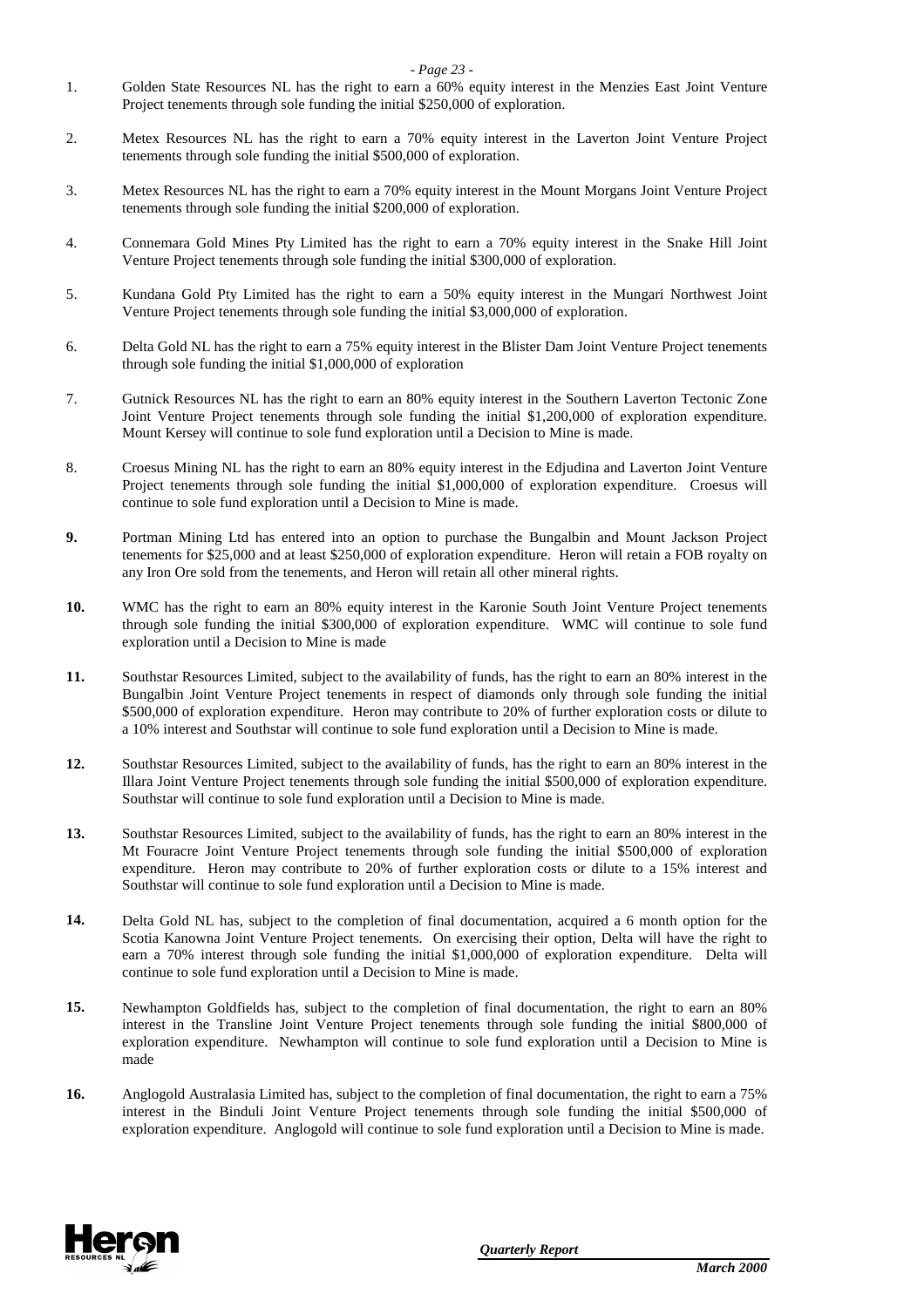1. Golden State Resources NL has the right to earn a 60% equity interest in the Menzies East Joint Venture Project tenements through sole funding the initial $250,000 of exploration.

2. Metex Resources NL has the right to earn a 70% equity interest in the Laverton Joint Venture Project tenements through sole funding the initial $500,000 of exploration.

3. Metex Resources NL has the right to earn a 70% equity interest in the Mount Morgans Joint Venture Project tenements through sole funding the initial $200,000 of exploration.

4. Connemara Gold Mines Pty Limited has the right to earn a 70% equity interest in the Snake Hill Joint Venture Project tenements through sole funding the initial $300,000 of exploration.

5. Kundana Gold Pty Limited has the right to earn a 50% equity interest in the Mungari Northwest Joint Venture Project tenements through sole funding the initial $3,000,000 of exploration.

6. Delta Gold NL has the right to earn a 75% equity interest in the Blister Dam Joint Venture Project tenements through sole funding the initial $1,000,000 of exploration

7. Gutnick Resources NL has the right to earn an 80% equity interest in the Southern Laverton Tectonic Zone Joint Venture Project tenements through sole funding the initial $1,200,000 of exploration expenditure. Mount Kersey will continue to sole fund exploration until a Decision to Mine is made.

8. Croesus Mining NL has the right to earn an 80% equity interest in the Edjudina and Laverton Joint Venture Project tenements through sole funding the initial $1,000,000 of exploration expenditure. Croesus will continue to sole fund exploration until a Decision to Mine is made.

**9.** Portman Mining Ltd has entered into an option to purchase the Bungalbin and Mount Jackson Project tenements for $25,000 and at least $250,000 of exploration expenditure. Heron will retain a FOB royalty on any Iron Ore sold from the tenements, and Heron will retain all other mineral rights.

**10.** WMC has the right to earn an 80% equity interest in the Karonie South Joint Venture Project tenements through sole funding the initial $300,000 of exploration expenditure. WMC will continue to sole fund exploration until a Decision to Mine is made

**11.** Southstar Resources Limited, subject to the availability of funds, has the right to earn an 80% interest in the Bungalbin Joint Venture Project tenements in respect of diamonds only through sole funding the initial $500,000 of exploration expenditure. Heron may contribute to 20% of further exploration costs or dilute to a 10% interest and Southstar will continue to sole fund exploration until a Decision to Mine is made.

**12.** Southstar Resources Limited, subject to the availability of funds, has the right to earn an 80% interest in the Illara Joint Venture Project tenements through sole funding the initial $500,000 of exploration expenditure. Southstar will continue to sole fund exploration until a Decision to Mine is made.

**13.** Southstar Resources Limited, subject to the availability of funds, has the right to earn an 80% interest in the Mt Fouracre Joint Venture Project tenements through sole funding the initial $500,000 of exploration expenditure. Heron may contribute to 20% of further exploration costs or dilute to a 15% interest and Southstar will continue to sole fund exploration until a Decision to Mine is made.

**14.** Delta Gold NL has, subject to the completion of final documentation, acquired a 6 month option for the Scotia Kanowna Joint Venture Project tenements. On exercising their option, Delta will have the right to earn a 70% interest through sole funding the initial $1,000,000 of exploration expenditure. Delta will continue to sole fund exploration until a Decision to Mine is made.

**15.** Newhampton Goldfields has, subject to the completion of final documentation, the right to earn an 80% interest in the Transline Joint Venture Project tenements through sole funding the initial $800,000 of exploration expenditure. Newhampton will continue to sole fund exploration until a Decision to Mine is made

**16.** Anglogold Australasia Limited has, subject to the completion of final documentation, the right to earn a 75% interest in the Binduli Joint Venture Project tenements through sole funding the initial $500,000 of exploration expenditure. Anglogold will continue to sole fund exploration until a Decision to Mine is made.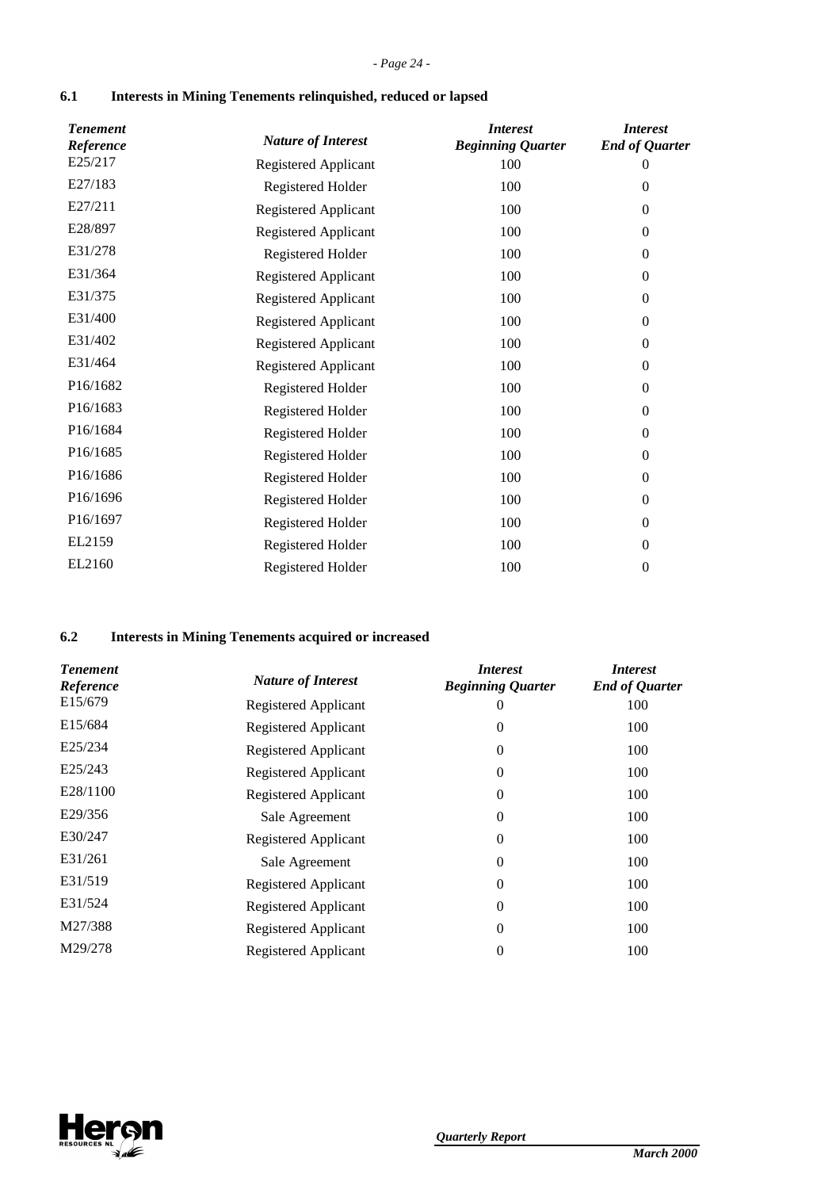### 6.1 Interests in Mining Tenements relinquished, reduced or lapsed

| *Tenement Reference* | *Nature of Interest* | *Interest Beginning Quarter* | *Interest End of Quarter* |
|---|---|---|---|
| E25/217 | Registered Applicant | 100 | 0 |
| E27/183 | Registered Holder | 100 | 0 |
| E27/211 | Registered Applicant | 100 | 0 |
| E28/897 | Registered Applicant | 100 | 0 |
| E31/278 | Registered Holder | 100 | 0 |
| E31/364 | Registered Applicant | 100 | 0 |
| E31/375 | Registered Applicant | 100 | 0 |
| E31/400 | Registered Applicant | 100 | 0 |
| E31/402 | Registered Applicant | 100 | 0 |
| E31/464 | Registered Applicant | 100 | 0 |
| P16/1682 | Registered Holder | 100 | 0 |
| P16/1683 | Registered Holder | 100 | 0 |
| P16/1684 | Registered Holder | 100 | 0 |
| P16/1685 | Registered Holder | 100 | 0 |
| P16/1686 | Registered Holder | 100 | 0 |
| P16/1696 | Registered Holder | 100 | 0 |
| P16/1697 | Registered Holder | 100 | 0 |
| EL2159 | Registered Holder | 100 | 0 |
| EL2160 | Registered Holder | 100 | 0 |

### 6.2 Interests in Mining Tenements acquired or increased

| *Tenement Reference* | *Nature of Interest* | *Interest Beginning Quarter* | *Interest End of Quarter* |
|---|---|---|---|
| E15/679 | Registered Applicant | 0 | 100 |
| E15/684 | Registered Applicant | 0 | 100 |
| E25/234 | Registered Applicant | 0 | 100 |
| E25/243 | Registered Applicant | 0 | 100 |
| E28/1100 | Registered Applicant | 0 | 100 |
| E29/356 | Sale Agreement | 0 | 100 |
| E30/247 | Registered Applicant | 0 | 100 |
| E31/261 | Sale Agreement | 0 | 100 |
| E31/519 | Registered Applicant | 0 | 100 |
| E31/524 | Registered Applicant | 0 | 100 |
| M27/388 | Registered Applicant | 0 | 100 |
| M29/278 | Registered Applicant | 0 | 100 |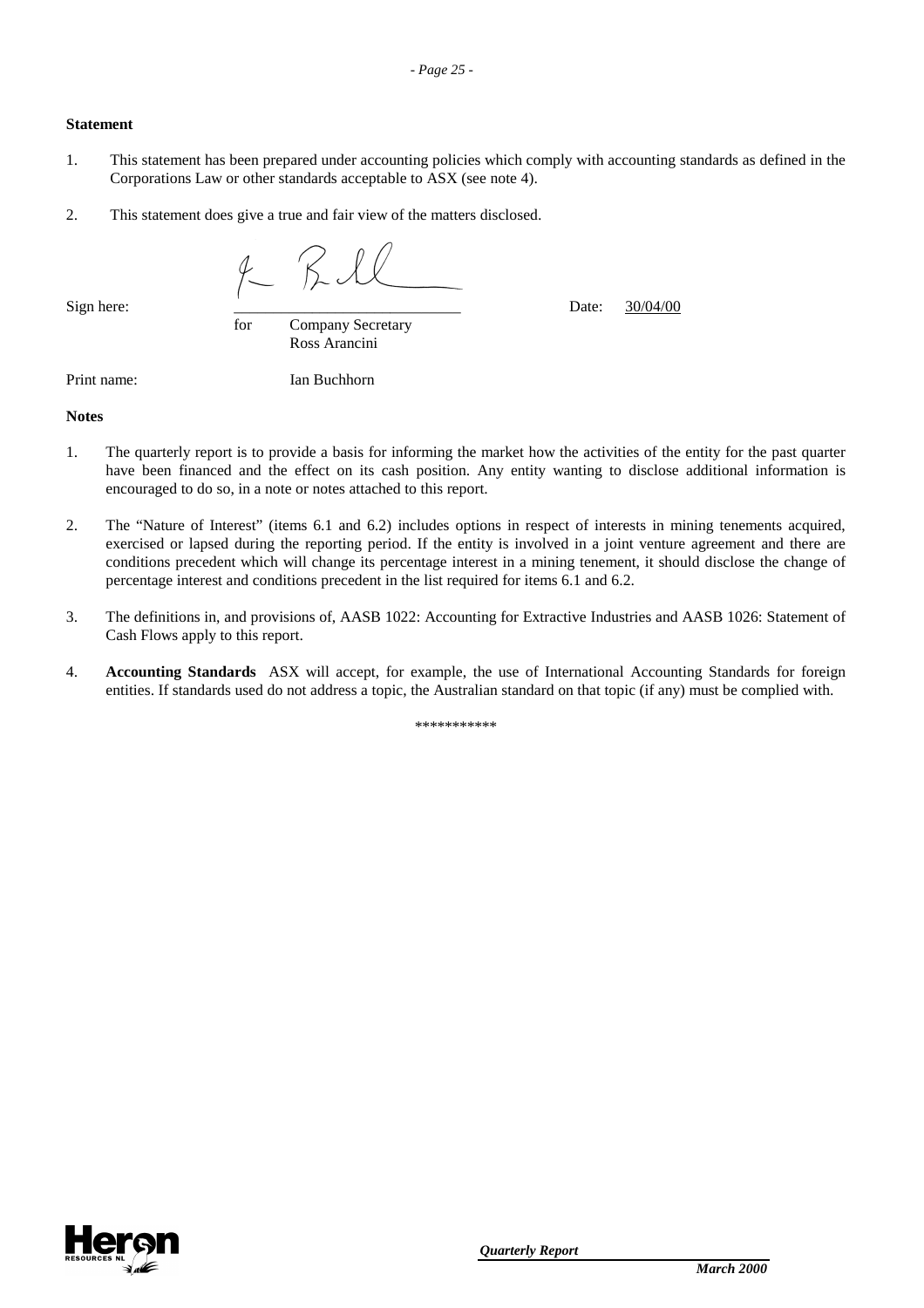**Statement**

1. This statement has been prepared under accounting policies which comply with accounting standards as defined in the Corporations Law or other standards acceptable to ASX (see note 4).

2. This statement does give a true and fair view of the matters disclosed.

Sign here: ____________________________ Date: 30/04/00
for Company Secretary
Ross Arancini

Print name: Ian Buchhorn

**Notes**

1. The quarterly report is to provide a basis for informing the market how the activities of the entity for the past quarter have been financed and the effect on its cash position. Any entity wanting to disclose additional information is encouraged to do so, in a note or notes attached to this report.

2. The "Nature of Interest" (items 6.1 and 6.2) includes options in respect of interests in mining tenements acquired, exercised or lapsed during the reporting period. If the entity is involved in a joint venture agreement and there are conditions precedent which will change its percentage interest in a mining tenement, it should disclose the change of percentage interest and conditions precedent in the list required for items 6.1 and 6.2.

3. The definitions in, and provisions of, AASB 1022: Accounting for Extractive Industries and AASB 1026: Statement of Cash Flows apply to this report.

4. **Accounting Standards** ASX will accept, for example, the use of International Accounting Standards for foreign entities. If standards used do not address a topic, the Australian standard on that topic (if any) must be complied with.

***********